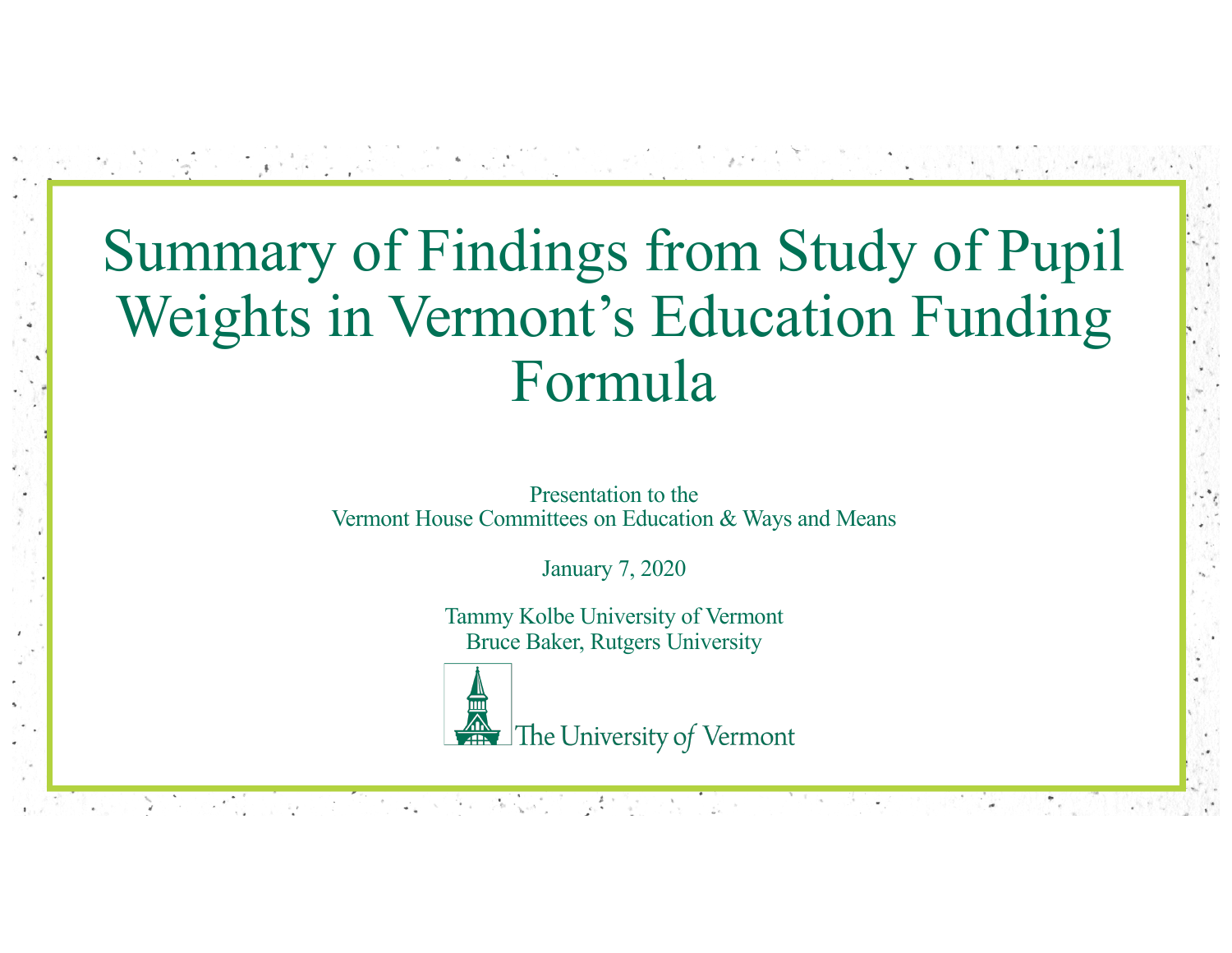# Summary of Findings from Study of Pupil Weights in Vermont's Education Funding Formula

Presentation to the
Vermont House Committees on Education & Ways and Means

January 7, 2020

Tammy Kolbe University of Vermont
Bruce Baker, Rutgers University

The University of Vermont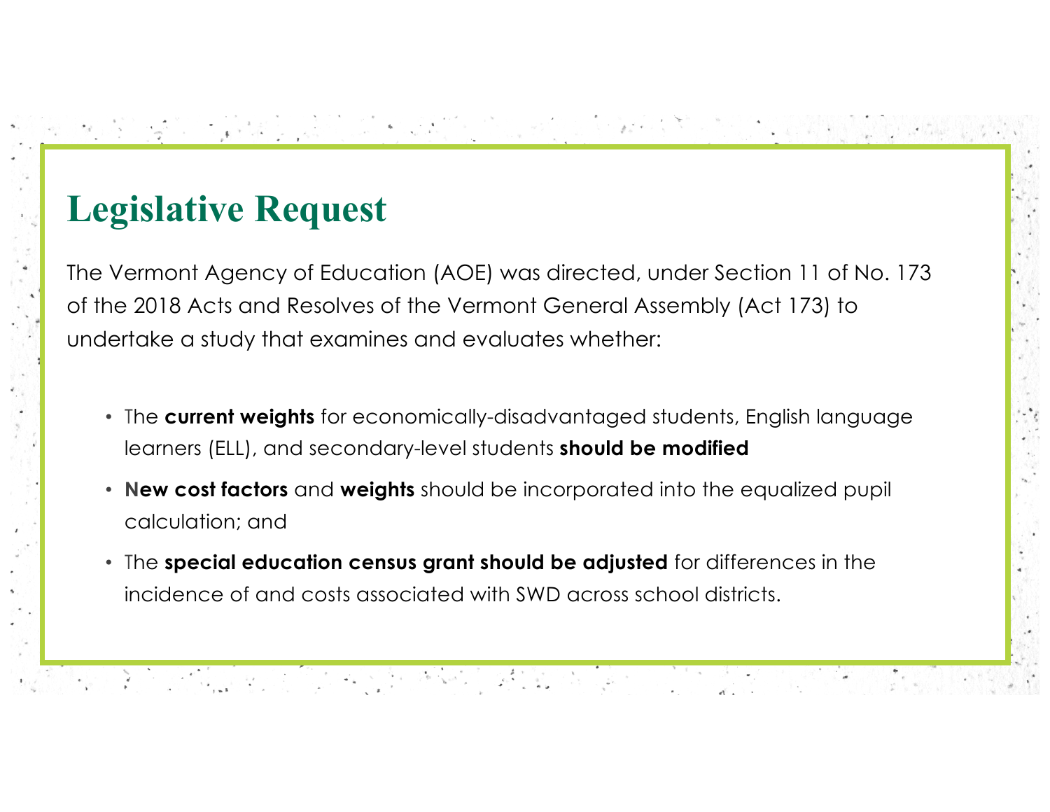## Legislative Request

The Vermont Agency of Education (AOE) was directed, under Section 11 of No. 173 of the 2018 Acts and Resolves of the Vermont General Assembly (Act 173) to undertake a study that examines and evaluates whether:

- The **current weights** for economically-disadvantaged students, English language learners (ELL), and secondary-level students **should be modified**
- **New cost factors** and **weights** should be incorporated into the equalized pupil calculation; and
- The **special education census grant should be adjusted** for differences in the incidence of and costs associated with SWD across school districts.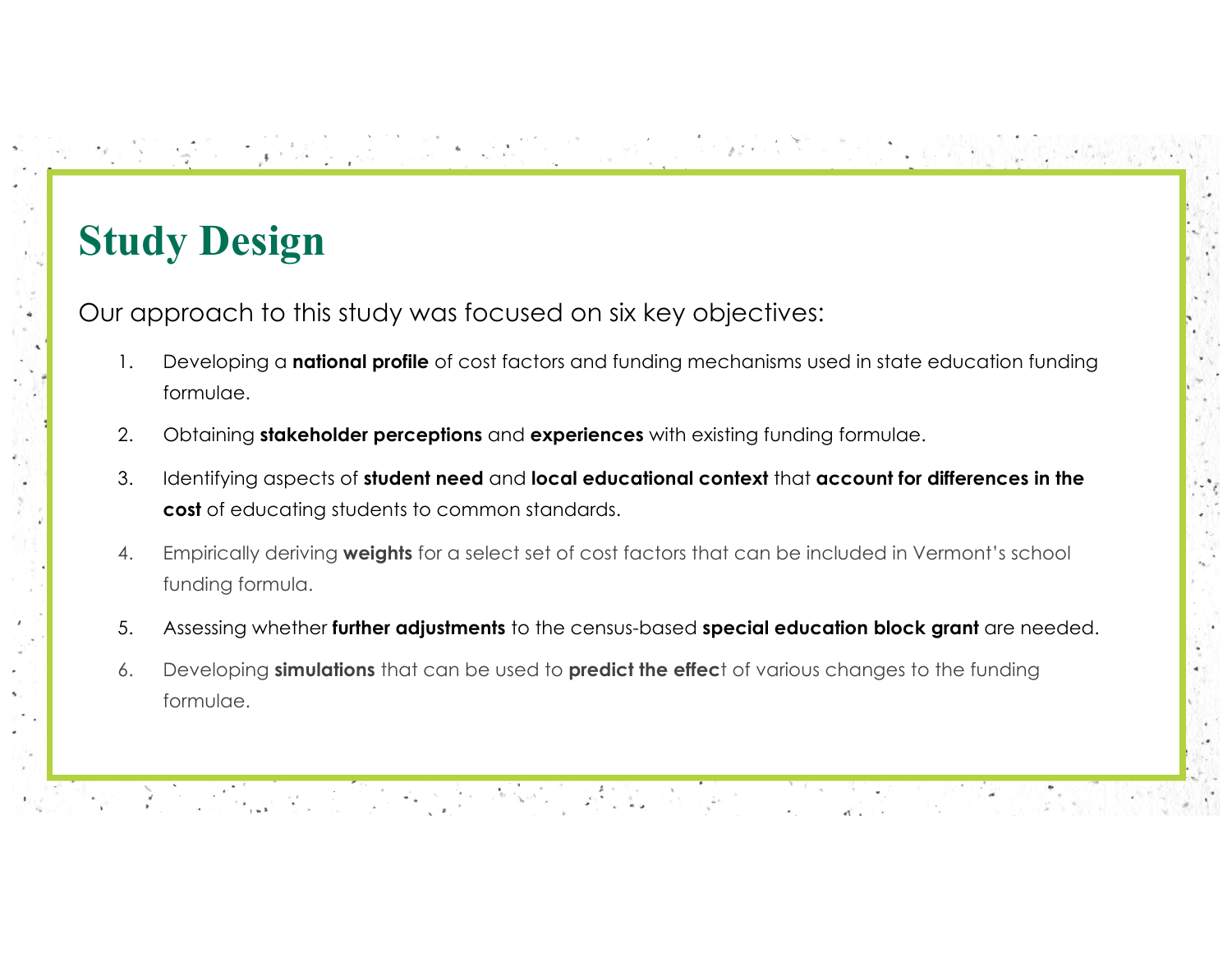# Study Design

Our approach to this study was focused on six key objectives:

1. Developing a **national profile** of cost factors and funding mechanisms used in state education funding formulae.
2. Obtaining **stakeholder perceptions** and **experiences** with existing funding formulae.
3. Identifying aspects of **student need** and **local educational context** that **account for differences in the cost** of educating students to common standards.
4. Empirically deriving **weights** for a select set of cost factors that can be included in Vermont's school funding formula.
5. Assessing whether **further adjustments** to the census-based **special education block grant** are needed.
6. Developing **simulations** that can be used to **predict the effect** of various changes to the funding formulae.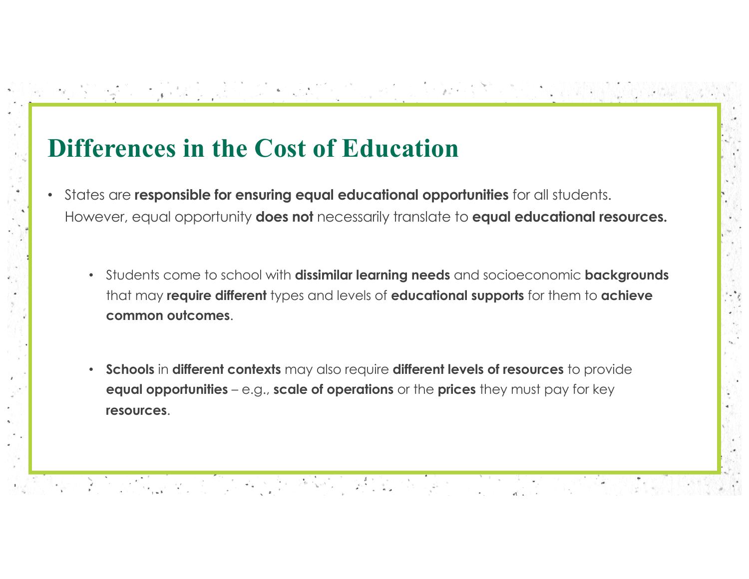# Differences in the Cost of Education

- States are **responsible for ensuring equal educational opportunities** for all students. However, equal opportunity **does not** necessarily translate to **equal educational resources.**
  - Students come to school with **dissimilar learning needs** and socioeconomic **backgrounds** that may **require different** types and levels of **educational supports** for them to **achieve common outcomes**.
  - **Schools** in **different contexts** may also require **different levels of resources** to provide **equal opportunities** – e.g., **scale of operations** or the **prices** they must pay for key **resources**.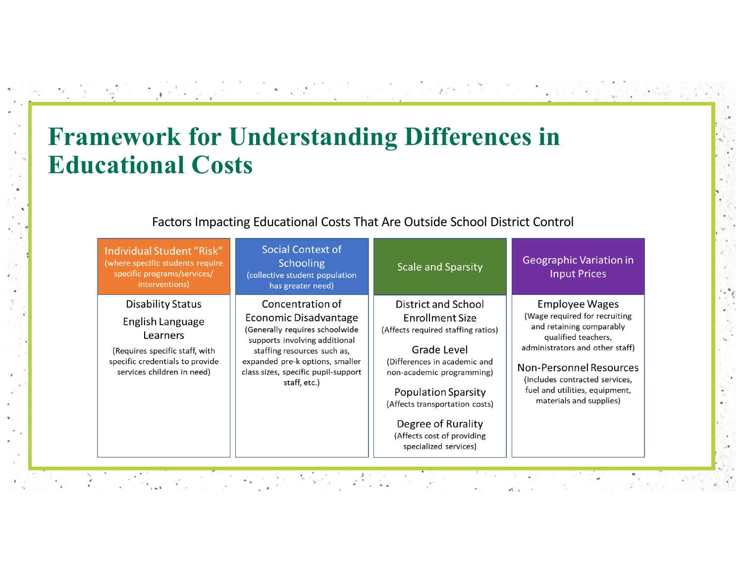# Framework for Understanding Differences in Educational Costs

Factors Impacting Educational Costs That Are Outside School District Control

| Individual Student "Risk" (where specific students require specific programs/services/ interventions) | Social Context of Schooling (collective student population has greater need) | Scale and Sparsity | Geographic Variation in Input Prices |
|---|---|---|---|
| Disability Status<br><br>English Language Learners<br><br>(Requires specific staff, with specific credentials to provide services children in need) | Concentration of Economic Disadvantage<br>(Generally requires schoolwide supports involving additional staffing resources such as, expanded pre-k options, smaller class sizes, specific pupil-support staff, etc.) | District and School Enrollment Size<br>(Affects required staffing ratios)<br><br>Grade Level<br>(Differences in academic and non-academic programming)<br><br>Population Sparsity<br>(Affects transportation costs)<br><br>Degree of Rurality<br>(Affects cost of providing specialized services) | Employee Wages<br>(Wage required for recruiting and retaining comparably qualified teachers, administrators and other staff)<br><br>Non-Personnel Resources<br>(Includes contracted services, fuel and utilities, equipment, materials and supplies) |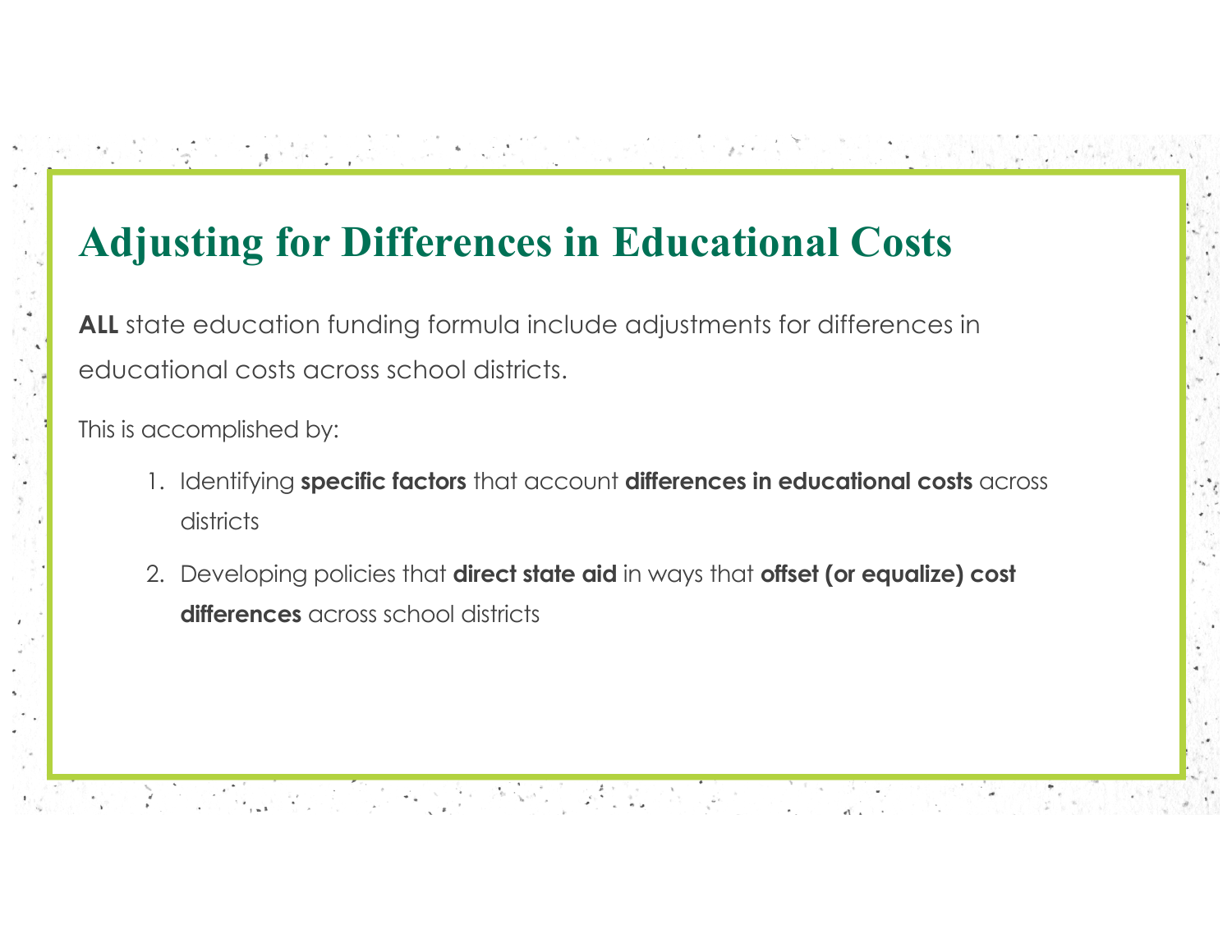# Adjusting for Differences in Educational Costs

**ALL** state education funding formula include adjustments for differences in educational costs across school districts.

This is accomplished by:

1. Identifying **specific factors** that account **differences in educational costs** across districts
2. Developing policies that **direct state aid** in ways that **offset (or equalize) cost differences** across school districts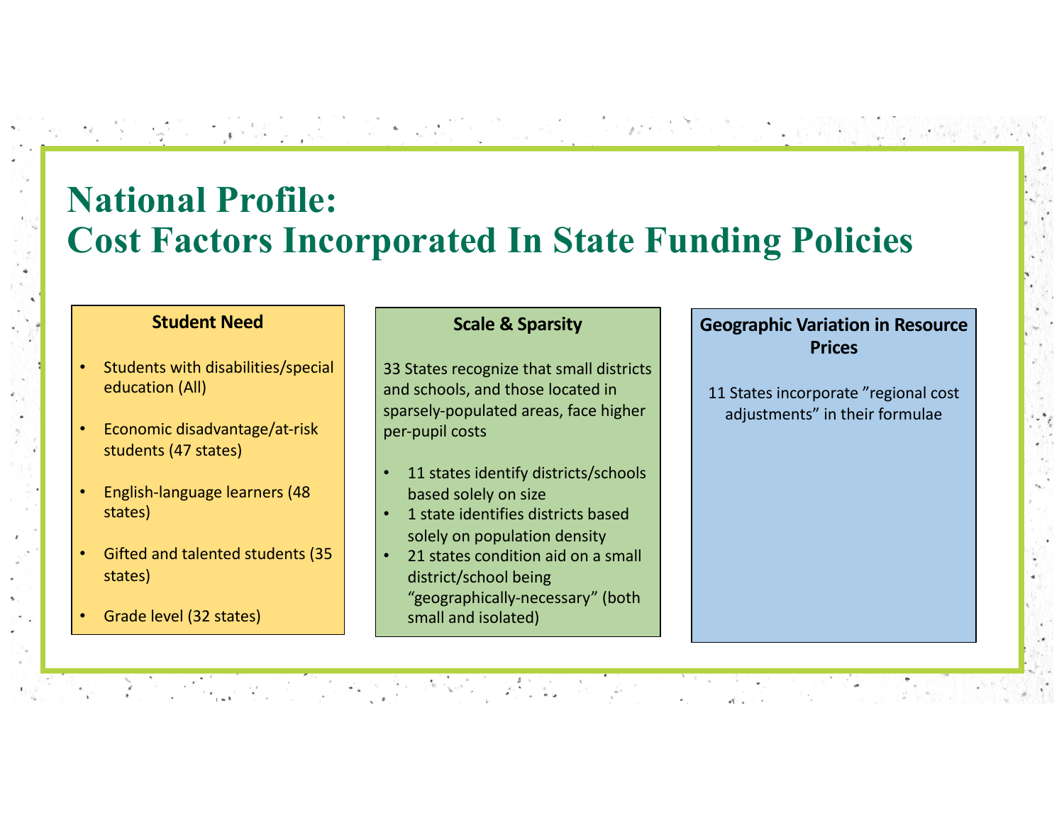# National Profile:
# Cost Factors Incorporated In State Funding Policies

### Student Need

- Students with disabilities/special education (All)
- Economic disadvantage/at-risk students (47 states)
- English-language learners (48 states)
- Gifted and talented students (35 states)
- Grade level (32 states)

### Scale & Sparsity

33 States recognize that small districts and schools, and those located in sparsely-populated areas, face higher per-pupil costs

- 11 states identify districts/schools based solely on size
- 1 state identifies districts based solely on population density
- 21 states condition aid on a small district/school being "geographically-necessary" (both small and isolated)

### Geographic Variation in Resource Prices

11 States incorporate "regional cost adjustments" in their formulae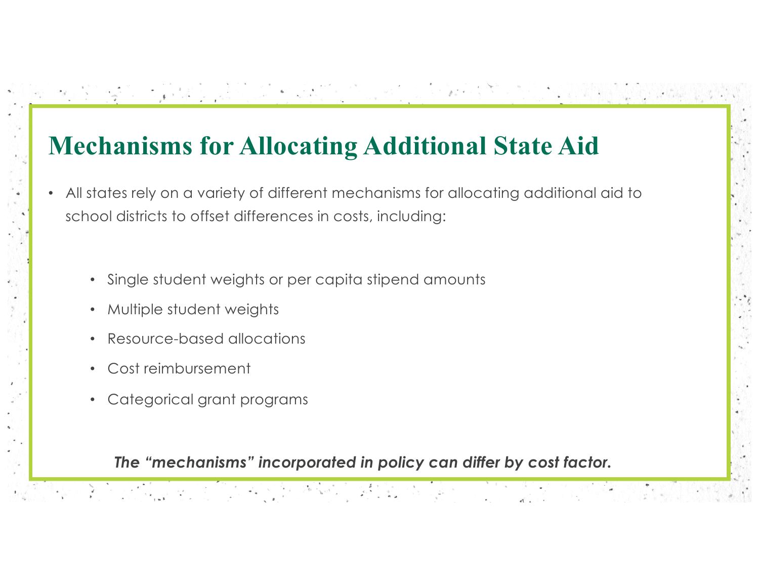# Mechanisms for Allocating Additional State Aid

- All states rely on a variety of different mechanisms for allocating additional aid to school districts to offset differences in costs, including:
  - Single student weights or per capita stipend amounts
  - Multiple student weights
  - Resource-based allocations
  - Cost reimbursement
  - Categorical grant programs

***The "mechanisms" incorporated in policy can differ by cost factor.***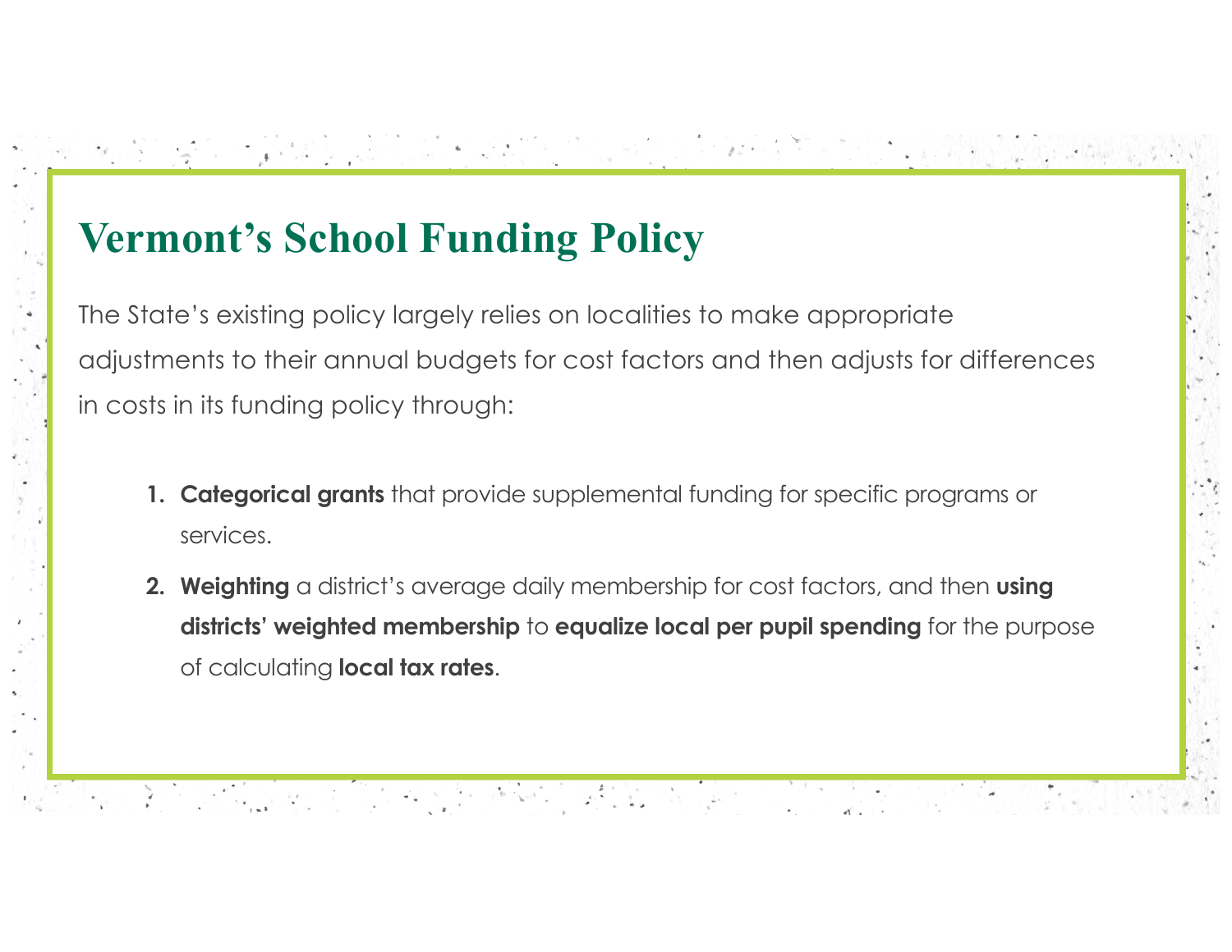# Vermont's School Funding Policy

The State's existing policy largely relies on localities to make appropriate adjustments to their annual budgets for cost factors and then adjusts for differences in costs in its funding policy through:

1. **Categorical grants** that provide supplemental funding for specific programs or services.
2. **Weighting** a district's average daily membership for cost factors, and then **using districts' weighted membership** to **equalize local per pupil spending** for the purpose of calculating **local tax rates**.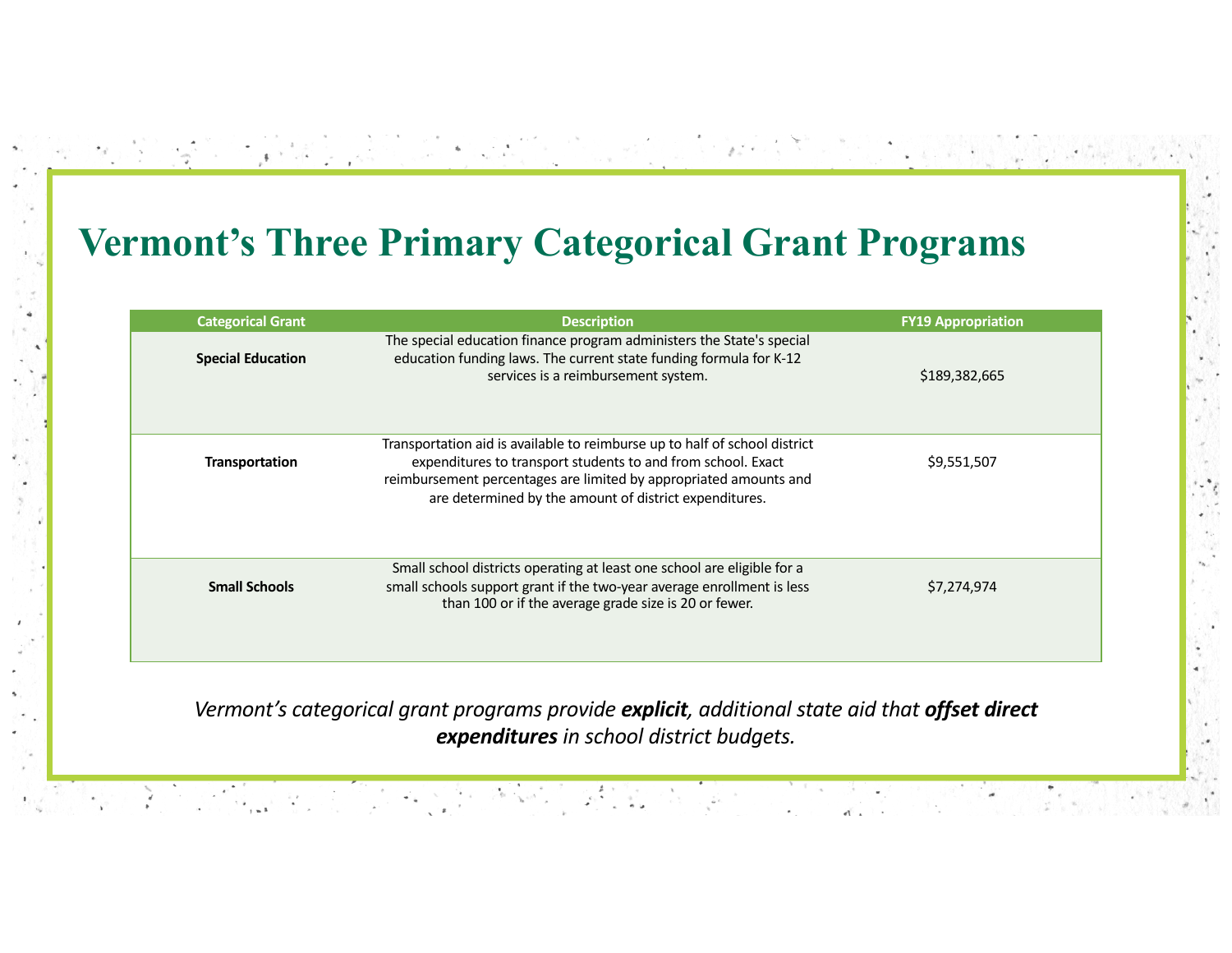# Vermont's Three Primary Categorical Grant Programs

| Categorical Grant | Description | FY19 Appropriation |
|---|---|---|
| **Special Education** | The special education finance program administers the State's special education funding laws. The current state funding formula for K-12 services is a reimbursement system. | $189,382,665 |
| **Transportation** | Transportation aid is available to reimburse up to half of school district expenditures to transport students to and from school. Exact reimbursement percentages are limited by appropriated amounts and are determined by the amount of district expenditures. | $9,551,507 |
| **Small Schools** | Small school districts operating at least one school are eligible for a small schools support grant if the two-year average enrollment is less than 100 or if the average grade size is 20 or fewer. | $7,274,974 |

*Vermont's categorical grant programs provide **explicit**, additional state aid that **offset direct expenditures** in school district budgets.*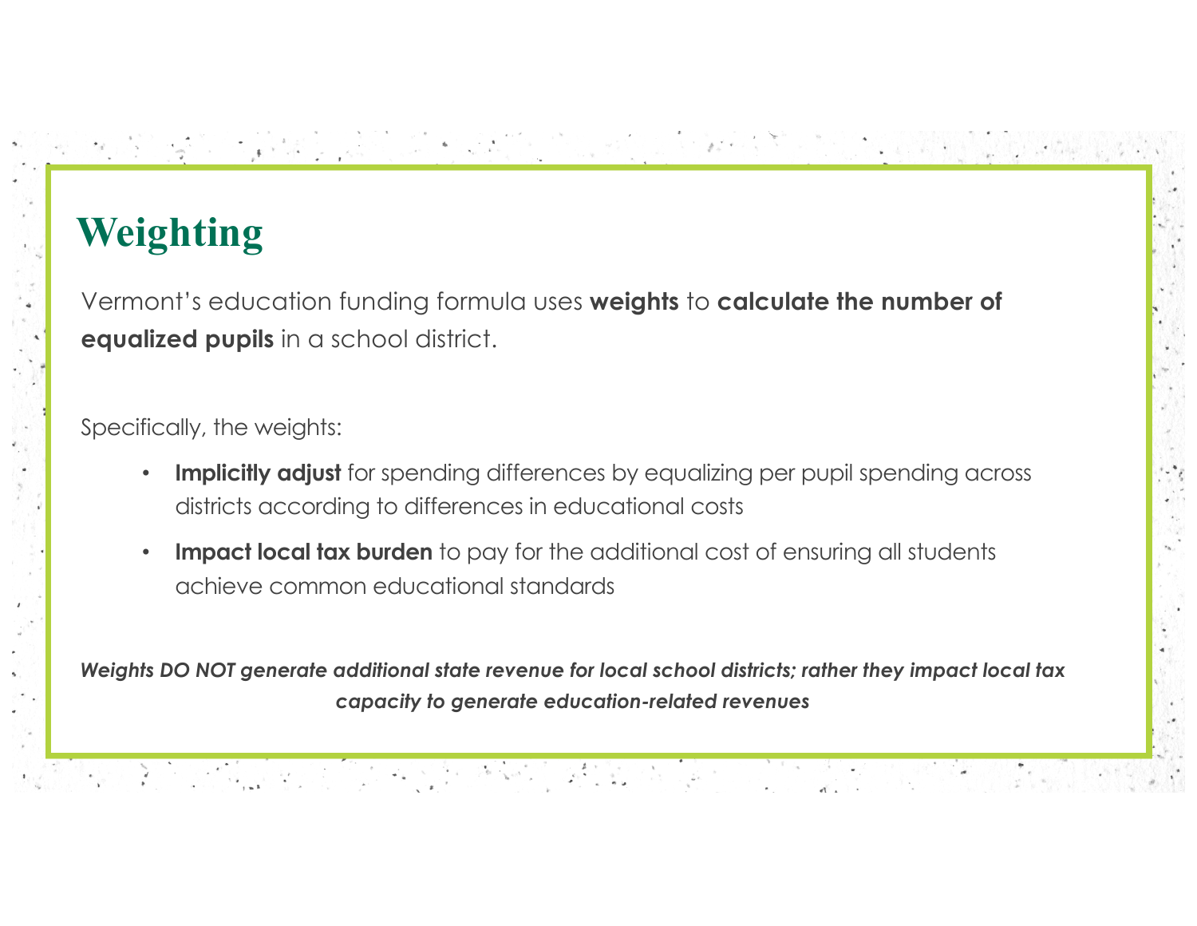# Weighting

Vermont's education funding formula uses **weights** to **calculate the number of equalized pupils** in a school district.

Specifically, the weights:

- **Implicitly adjust** for spending differences by equalizing per pupil spending across districts according to differences in educational costs
- **Impact local tax burden** to pay for the additional cost of ensuring all students achieve common educational standards

***Weights DO NOT generate additional state revenue for local school districts; rather they impact local tax capacity to generate education-related revenues***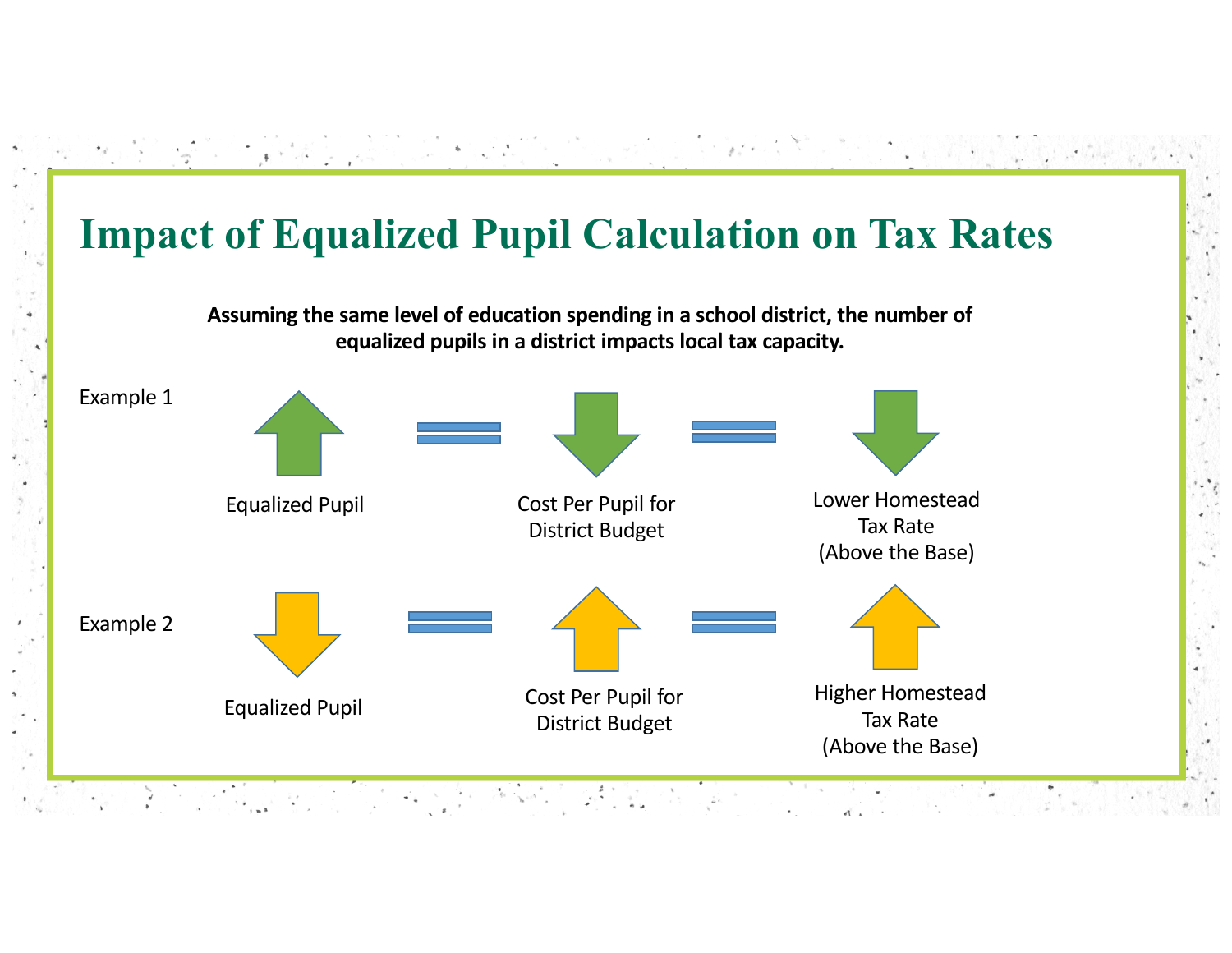# Impact of Equalized Pupil Calculation on Tax Rates

**Assuming the same level of education spending in a school district, the number of equalized pupils in a district impacts local tax capacity.**

Example 1

| ↑ | = | ↓ | = | ↓ |
| --- | --- | --- | --- | --- |
| Equalized Pupil | | Cost Per Pupil for District Budget | | Lower Homestead Tax Rate (Above the Base) |

Example 2

| ↓ | = | ↑ | = | ↑ |
| --- | --- | --- | --- | --- |
| Equalized Pupil | | Cost Per Pupil for District Budget | | Higher Homestead Tax Rate (Above the Base) |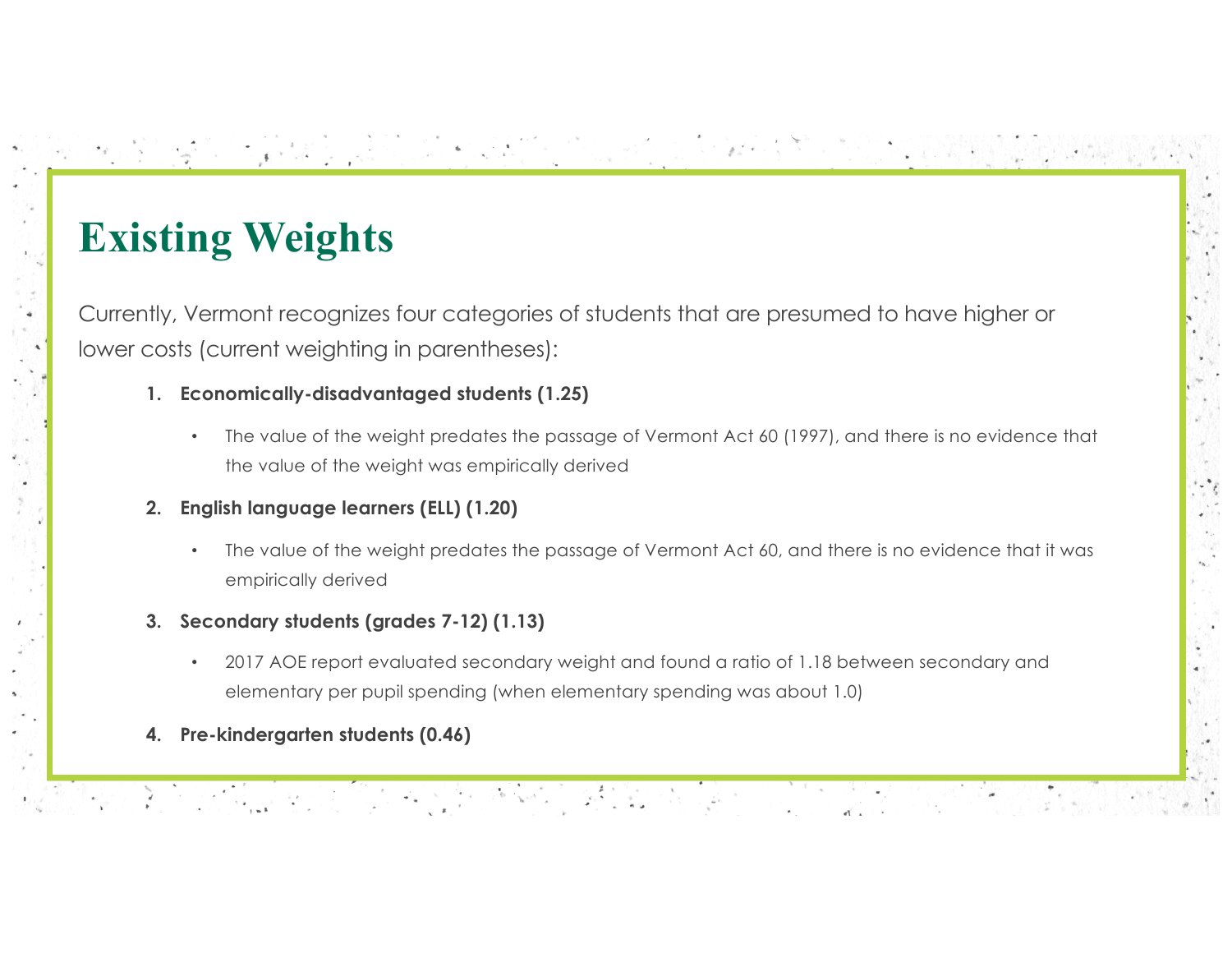# Existing Weights

Currently, Vermont recognizes four categories of students that are presumed to have higher or lower costs (current weighting in parentheses):

1. **Economically-disadvantaged students (1.25)**
   - The value of the weight predates the passage of Vermont Act 60 (1997), and there is no evidence that the value of the weight was empirically derived
2. **English language learners (ELL) (1.20)**
   - The value of the weight predates the passage of Vermont Act 60, and there is no evidence that it was empirically derived
3. **Secondary students (grades 7-12) (1.13)**
   - 2017 AOE report evaluated secondary weight and found a ratio of 1.18 between secondary and elementary per pupil spending (when elementary spending was about 1.0)
4. **Pre-kindergarten students (0.46)**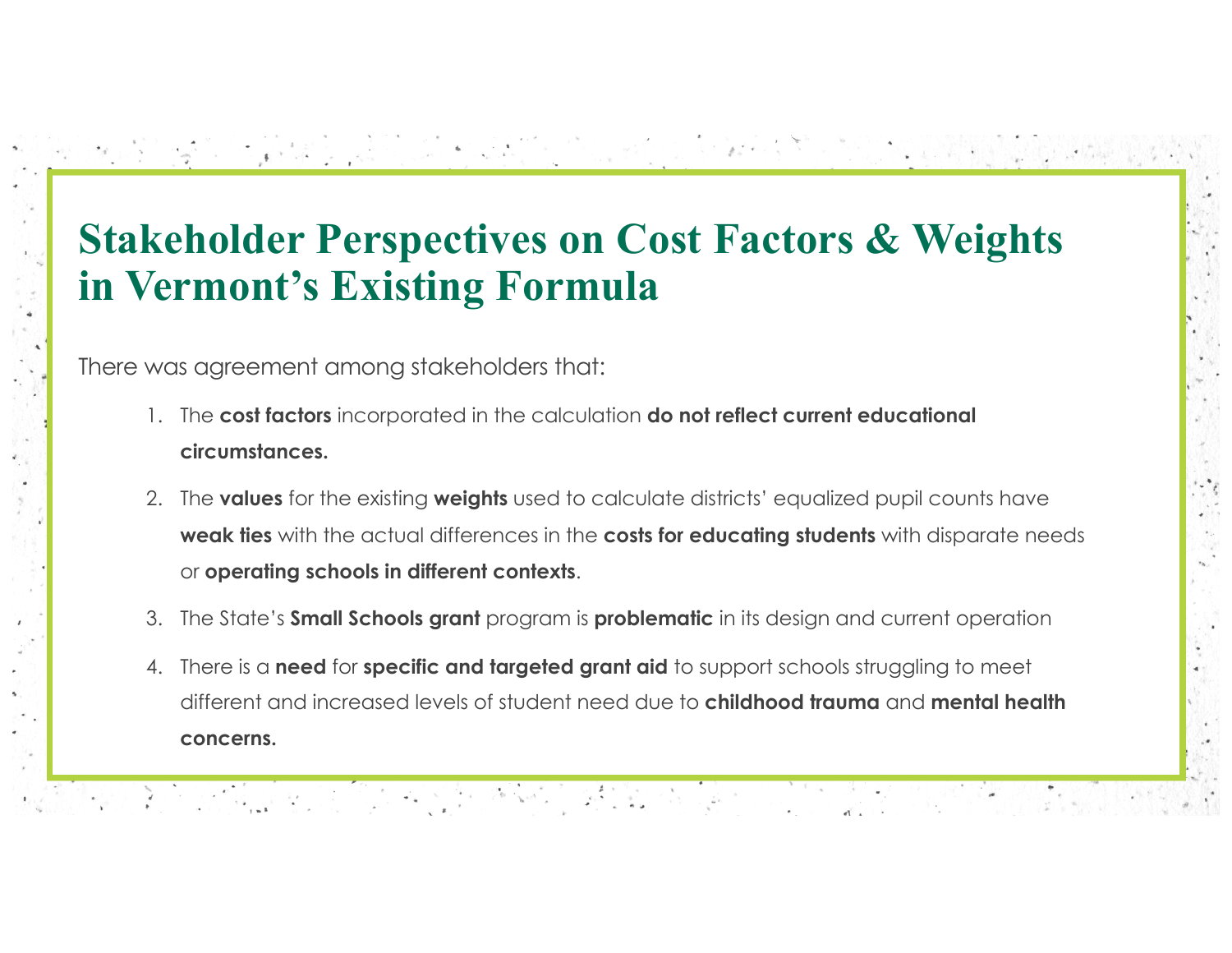# Stakeholder Perspectives on Cost Factors & Weights in Vermont's Existing Formula

There was agreement among stakeholders that:

1. The **cost factors** incorporated in the calculation **do not reflect current educational circumstances.**
2. The **values** for the existing **weights** used to calculate districts' equalized pupil counts have **weak ties** with the actual differences in the **costs for educating students** with disparate needs or **operating schools in different contexts**.
3. The State's **Small Schools grant** program is **problematic** in its design and current operation
4. There is a **need** for **specific and targeted grant aid** to support schools struggling to meet different and increased levels of student need due to **childhood trauma** and **mental health concerns.**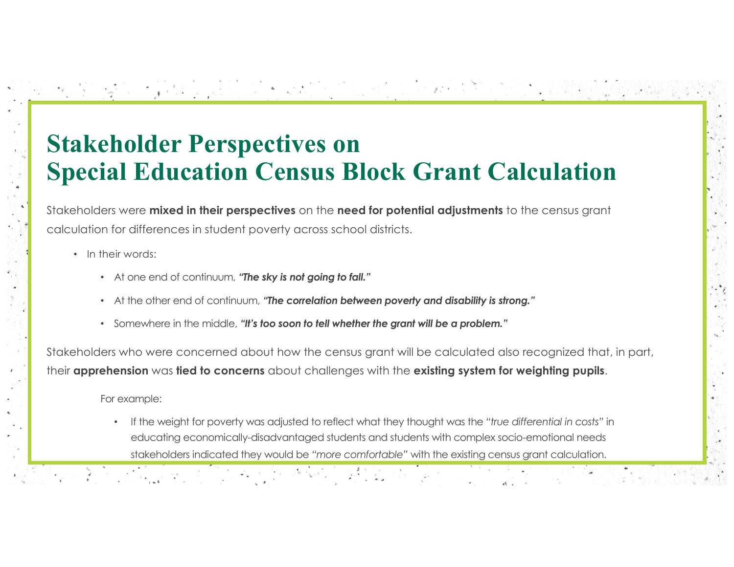# Stakeholder Perspectives on Special Education Census Block Grant Calculation

Stakeholders were **mixed in their perspectives** on the **need for potential adjustments** to the census grant calculation for differences in student poverty across school districts.

- In their words:
  - At one end of continuum, ***"The sky is not going to fall."***
  - At the other end of continuum, ***"The correlation between poverty and disability is strong."***
  - Somewhere in the middle, ***"It's too soon to tell whether the grant will be a problem."***

Stakeholders who were concerned about how the census grant will be calculated also recognized that, in part, their **apprehension** was **tied to concerns** about challenges with the **existing system for weighting pupils**.

For example:

- If the weight for poverty was adjusted to reflect what they thought was the *"true differential in costs"* in educating economically-disadvantaged students and students with complex socio-emotional needs stakeholders indicated they would be *"more comfortable"* with the existing census grant calculation.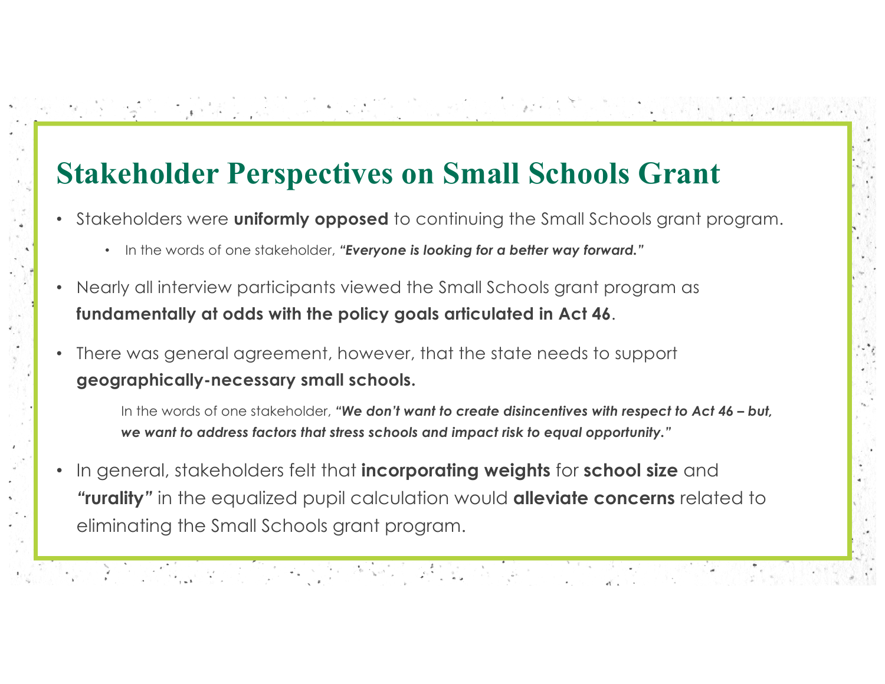# Stakeholder Perspectives on Small Schools Grant

- Stakeholders were **uniformly opposed** to continuing the Small Schools grant program.
  - In the words of one stakeholder, ***"Everyone is looking for a better way forward."***
- Nearly all interview participants viewed the Small Schools grant program as **fundamentally at odds with the policy goals articulated in Act 46**.
- There was general agreement, however, that the state needs to support **geographically-necessary small schools.**

  In the words of one stakeholder, ***"We don't want to create disincentives with respect to Act 46 – but, we want to address factors that stress schools and impact risk to equal opportunity."***

- In general, stakeholders felt that **incorporating weights** for **school size** and ***"rurality"*** in the equalized pupil calculation would **alleviate concerns** related to eliminating the Small Schools grant program.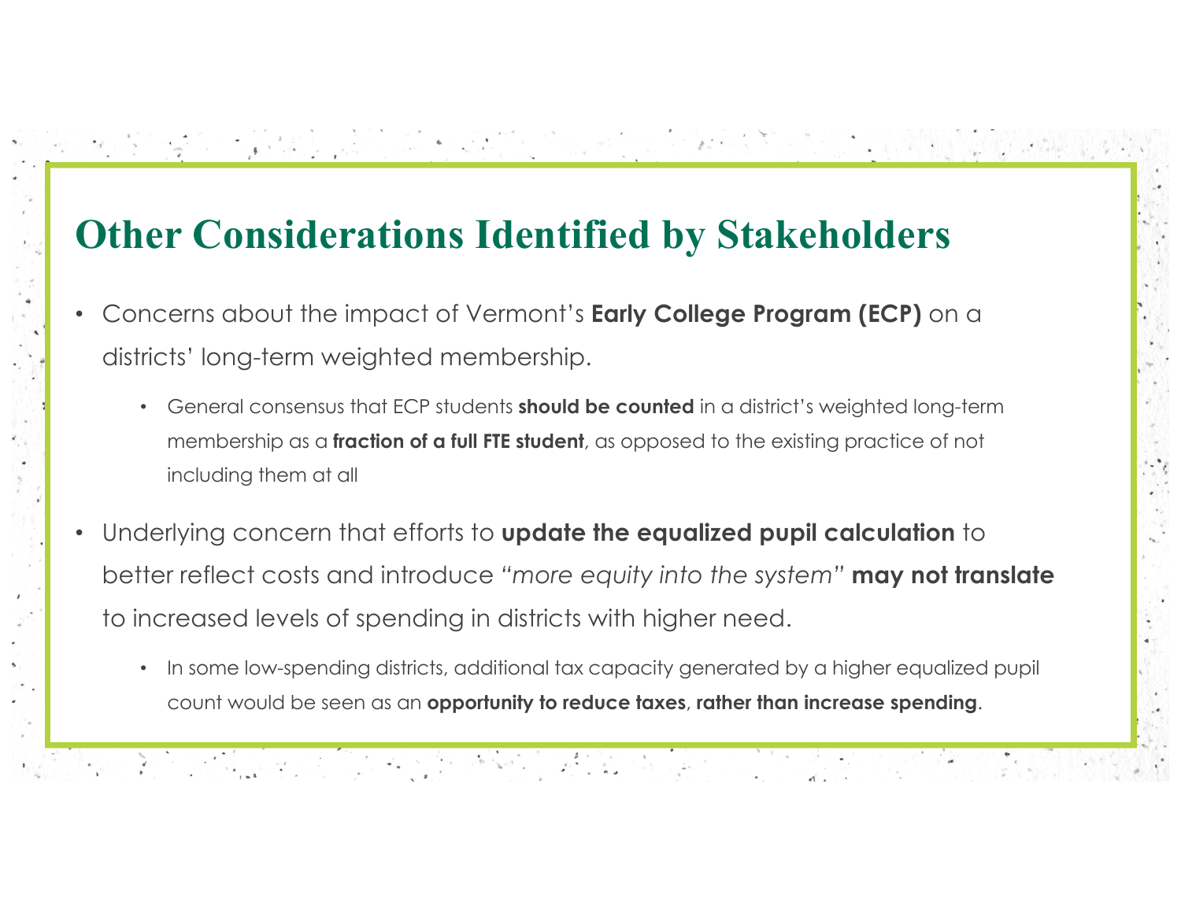# Other Considerations Identified by Stakeholders

- Concerns about the impact of Vermont's **Early College Program (ECP)** on a districts' long-term weighted membership.
  - General consensus that ECP students **should be counted** in a district's weighted long-term membership as a **fraction of a full FTE student**, as opposed to the existing practice of not including them at all
- Underlying concern that efforts to **update the equalized pupil calculation** to better reflect costs and introduce *"more equity into the system"* **may not translate** to increased levels of spending in districts with higher need.
  - In some low-spending districts, additional tax capacity generated by a higher equalized pupil count would be seen as an **opportunity to reduce taxes**, **rather than increase spending**.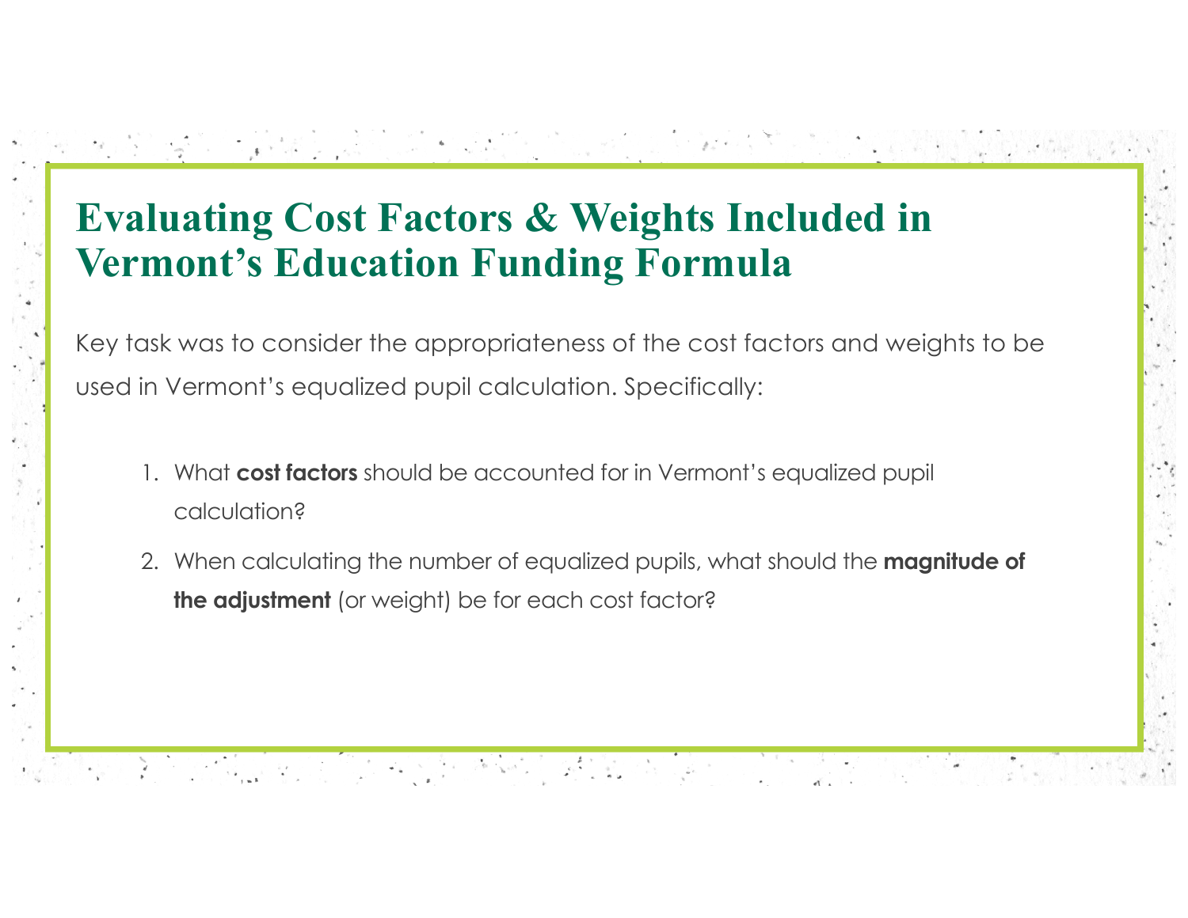# Evaluating Cost Factors & Weights Included in Vermont's Education Funding Formula

Key task was to consider the appropriateness of the cost factors and weights to be used in Vermont's equalized pupil calculation. Specifically:

1. What **cost factors** should be accounted for in Vermont's equalized pupil calculation?
2. When calculating the number of equalized pupils, what should the **magnitude of the adjustment** (or weight) be for each cost factor?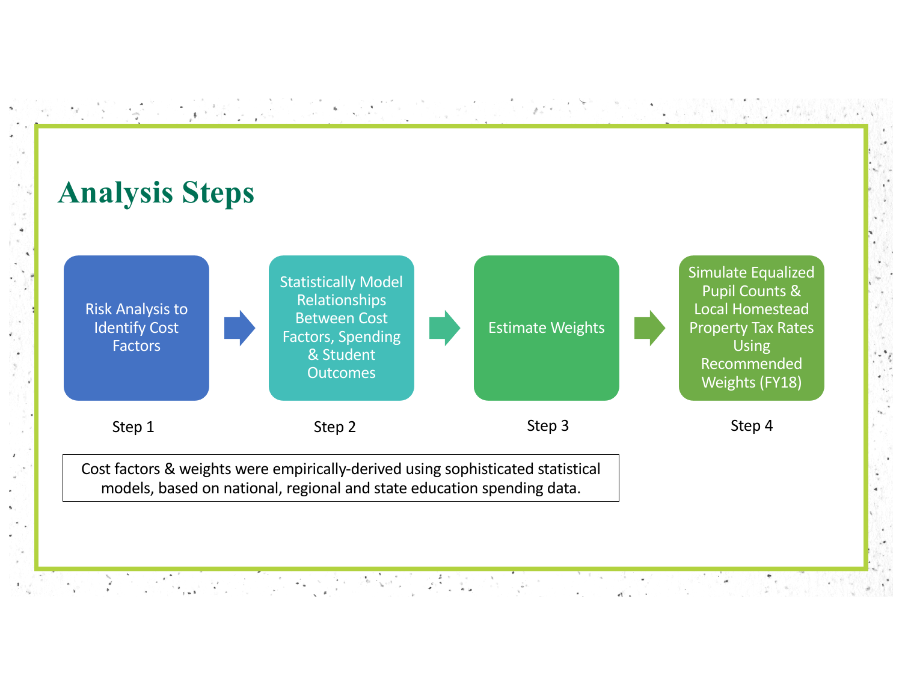# Analysis Steps

**Step 1**: Risk Analysis to Identify Cost Factors

→

**Step 2**: Statistically Model Relationships Between Cost Factors, Spending & Student Outcomes

→

**Step 3**: Estimate Weights

→

**Step 4**: Simulate Equalized Pupil Counts & Local Homestead Property Tax Rates Using Recommended Weights (FY18)

Cost factors & weights were empirically-derived using sophisticated statistical models, based on national, regional and state education spending data.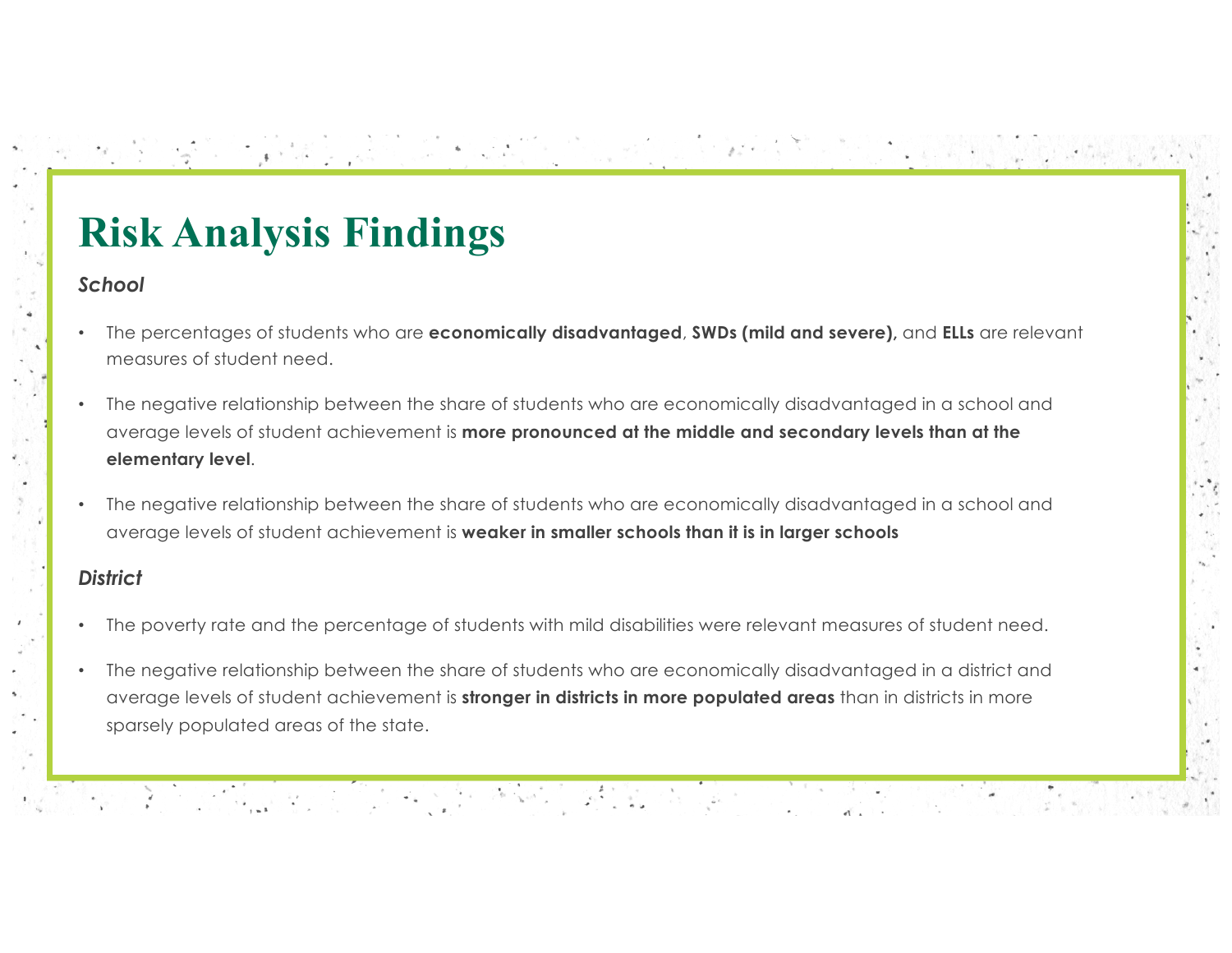# Risk Analysis Findings

### *School*

- The percentages of students who are **economically disadvantaged**, **SWDs (mild and severe),** and **ELLs** are relevant measures of student need.
- The negative relationship between the share of students who are economically disadvantaged in a school and average levels of student achievement is **more pronounced at the middle and secondary levels than at the elementary level**.
- The negative relationship between the share of students who are economically disadvantaged in a school and average levels of student achievement is **weaker in smaller schools than it is in larger schools**

### *District*

- The poverty rate and the percentage of students with mild disabilities were relevant measures of student need.
- The negative relationship between the share of students who are economically disadvantaged in a district and average levels of student achievement is **stronger in districts in more populated areas** than in districts in more sparsely populated areas of the state.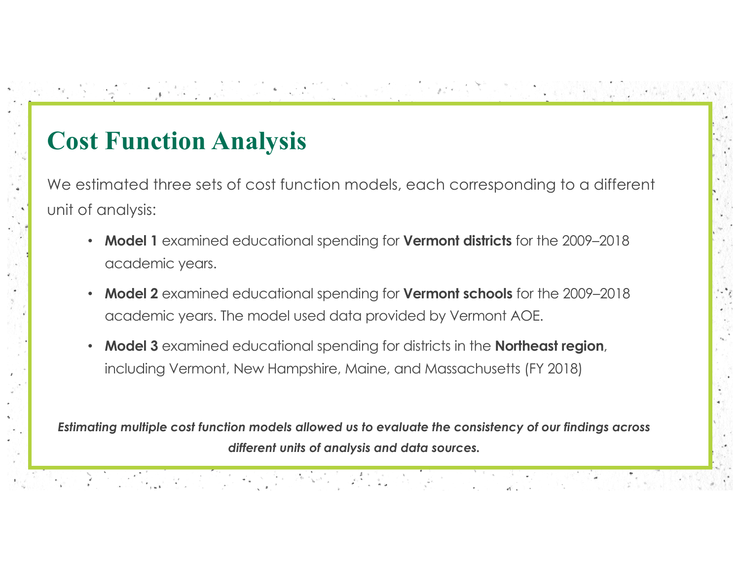# Cost Function Analysis

We estimated three sets of cost function models, each corresponding to a different unit of analysis:

- **Model 1** examined educational spending for **Vermont districts** for the 2009–2018 academic years.
- **Model 2** examined educational spending for **Vermont schools** for the 2009–2018 academic years. The model used data provided by Vermont AOE.
- **Model 3** examined educational spending for districts in the **Northeast region**, including Vermont, New Hampshire, Maine, and Massachusetts (FY 2018)

***Estimating multiple cost function models allowed us to evaluate the consistency of our findings across different units of analysis and data sources.***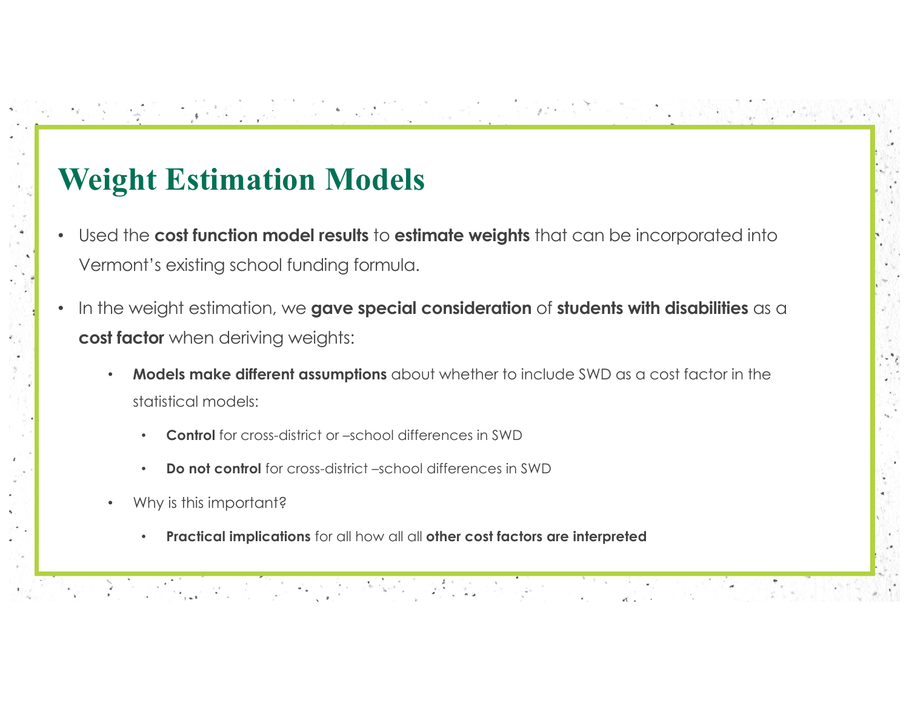# Weight Estimation Models

- Used the **cost function model results** to **estimate weights** that can be incorporated into Vermont's existing school funding formula.
- In the weight estimation, we **gave special consideration** of **students with disabilities** as a **cost factor** when deriving weights:
  - **Models make different assumptions** about whether to include SWD as a cost factor in the statistical models:
    - **Control** for cross-district or –school differences in SWD
    - **Do not control** for cross-district –school differences in SWD
  - Why is this important?
    - **Practical implications** for all how all all **other cost factors are interpreted**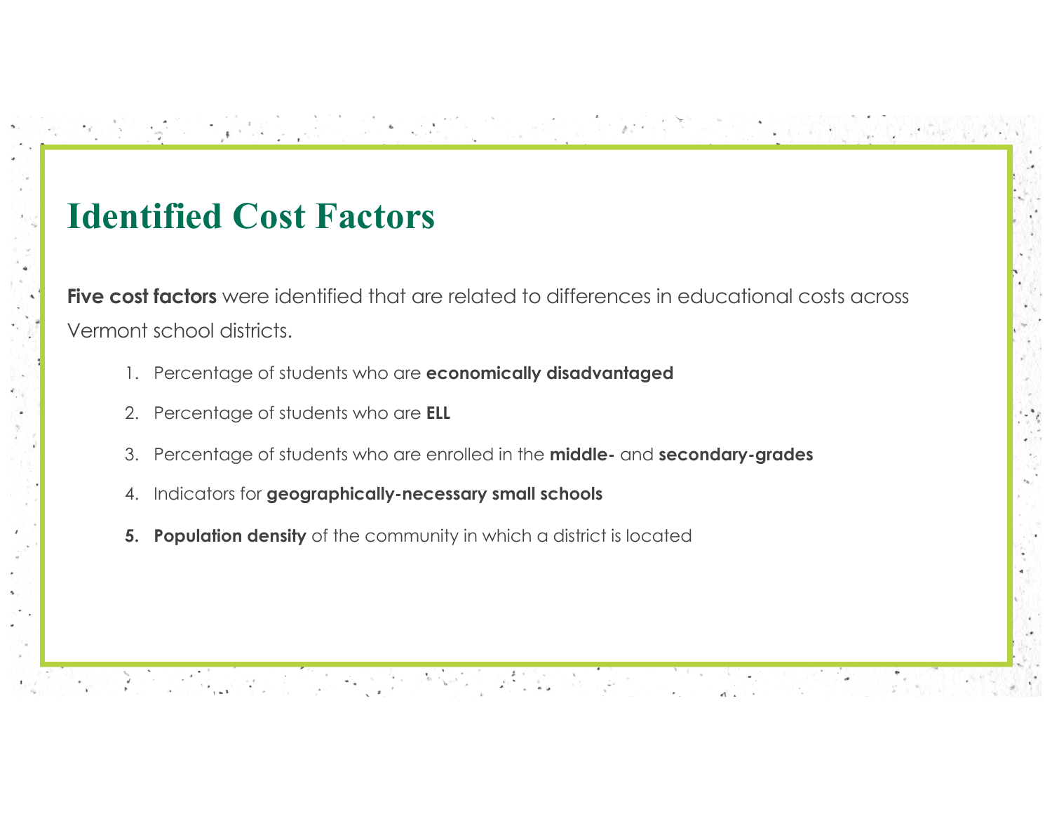# Identified Cost Factors

**Five cost factors** were identified that are related to differences in educational costs across Vermont school districts.

1. Percentage of students who are **economically disadvantaged**
2. Percentage of students who are **ELL**
3. Percentage of students who are enrolled in the **middle-** and **secondary-grades**
4. Indicators for **geographically-necessary small schools**
5. **Population density** of the community in which a district is located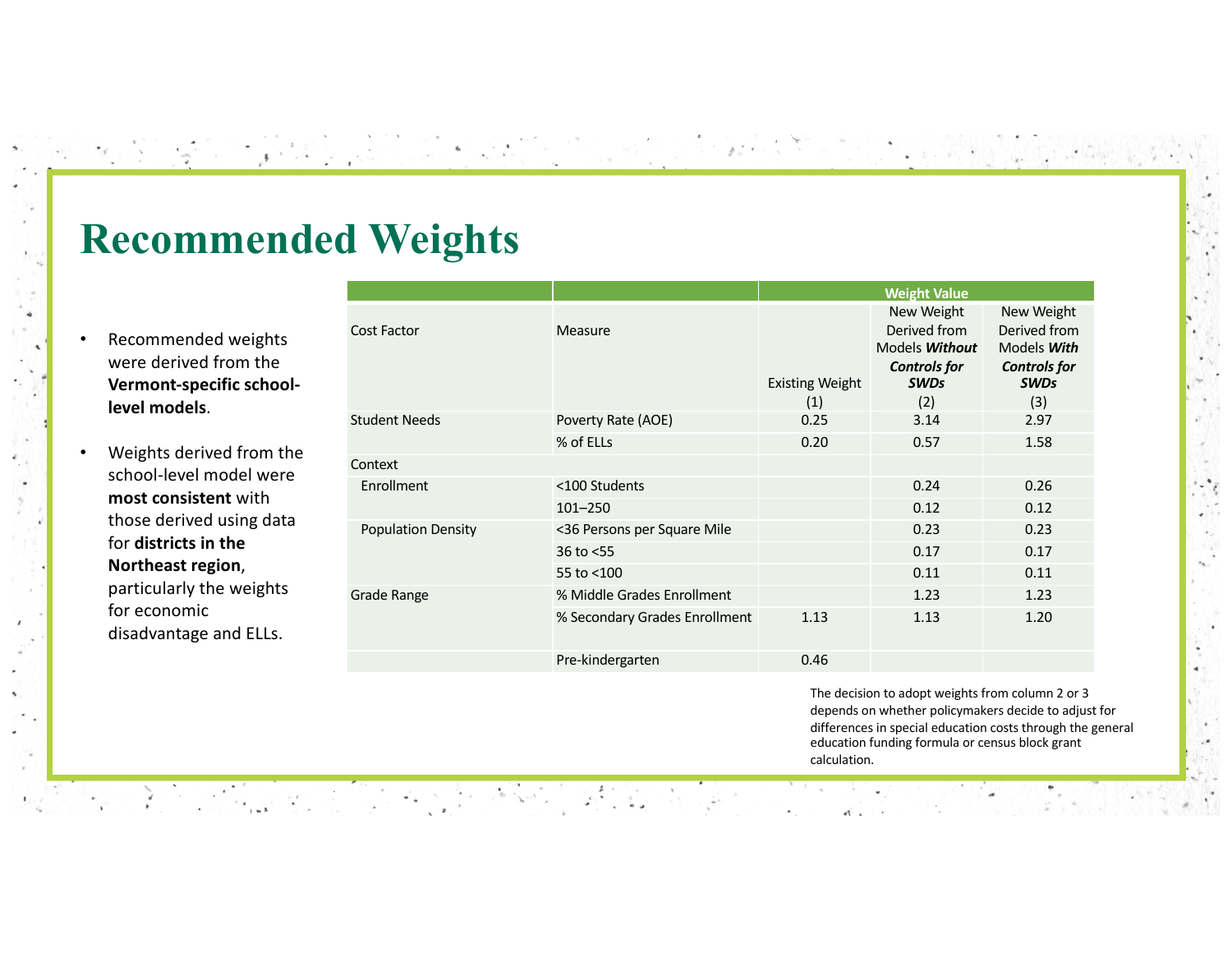# Recommended Weights

- Recommended weights were derived from the **Vermont-specific school-level models**.
- Weights derived from the school-level model were **most consistent** with those derived using data for **districts in the Northeast region**, particularly the weights for economic disadvantage and ELLs.

| | | Weight Value | | |
|---|---|---|---|---|
| Cost Factor | Measure | Existing Weight (1) | New Weight Derived from Models ***Without* Controls for SWDs** (2) | New Weight Derived from Models ***With* Controls for SWDs** (3) |
| Student Needs | Poverty Rate (AOE) | 0.25 | 3.14 | 2.97 |
| | % of ELLs | 0.20 | 0.57 | 1.58 |
| Context | | | | |
| Enrollment | <100 Students | | 0.24 | 0.26 |
| | 101–250 | | 0.12 | 0.12 |
| Population Density | <36 Persons per Square Mile | | 0.23 | 0.23 |
| | 36 to <55 | | 0.17 | 0.17 |
| | 55 to <100 | | 0.11 | 0.11 |
| Grade Range | % Middle Grades Enrollment | | 1.23 | 1.23 |
| | % Secondary Grades Enrollment | 1.13 | 1.13 | 1.20 |
| | Pre-kindergarten | 0.46 | | |

The decision to adopt weights from column 2 or 3 depends on whether policymakers decide to adjust for differences in special education costs through the general education funding formula or census block grant calculation.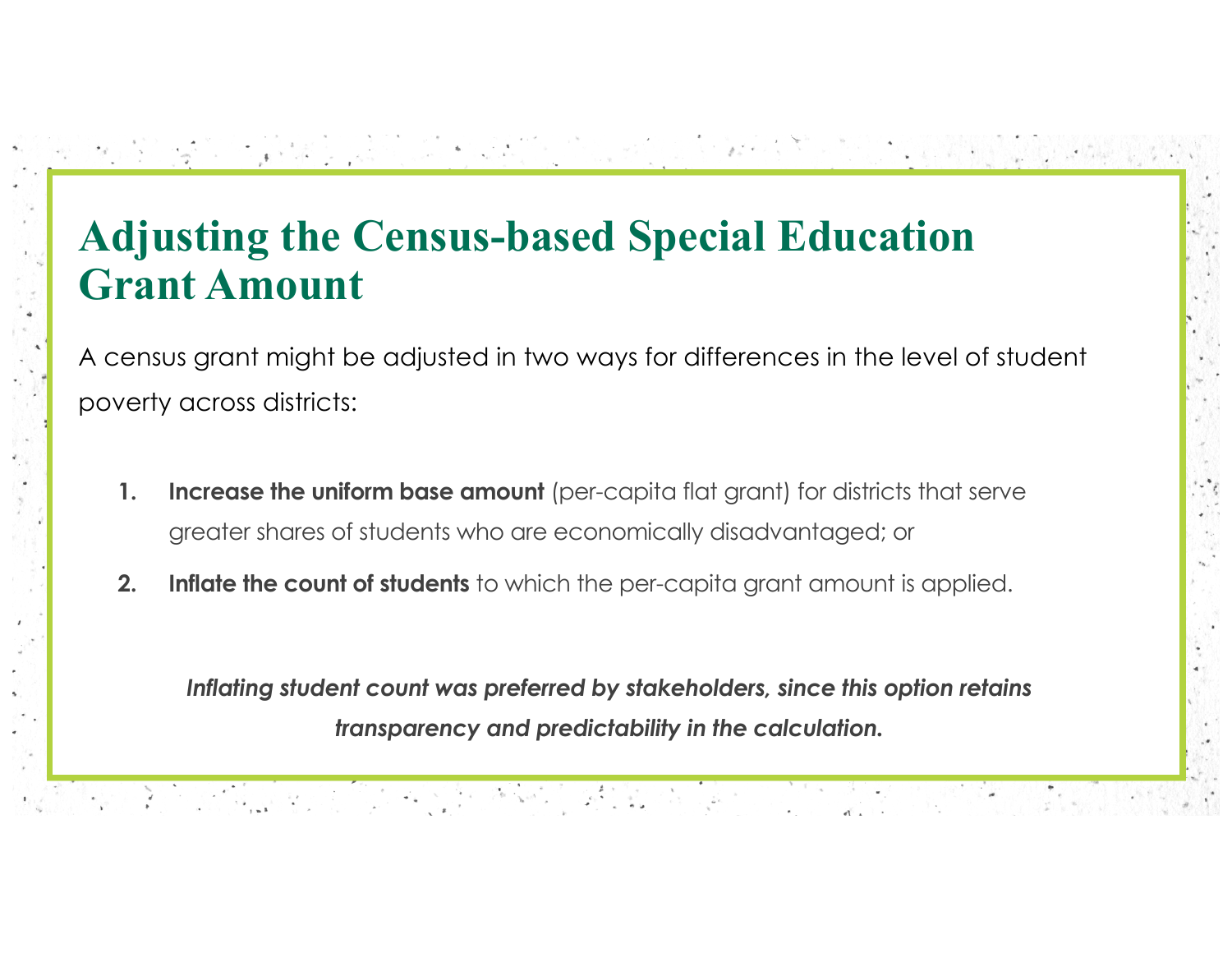# Adjusting the Census-based Special Education Grant Amount

A census grant might be adjusted in two ways for differences in the level of student poverty across districts:

1. **Increase the uniform base amount** (per-capita flat grant) for districts that serve greater shares of students who are economically disadvantaged; or
2. **Inflate the count of students** to which the per-capita grant amount is applied.

***Inflating student count was preferred by stakeholders, since this option retains transparency and predictability in the calculation.***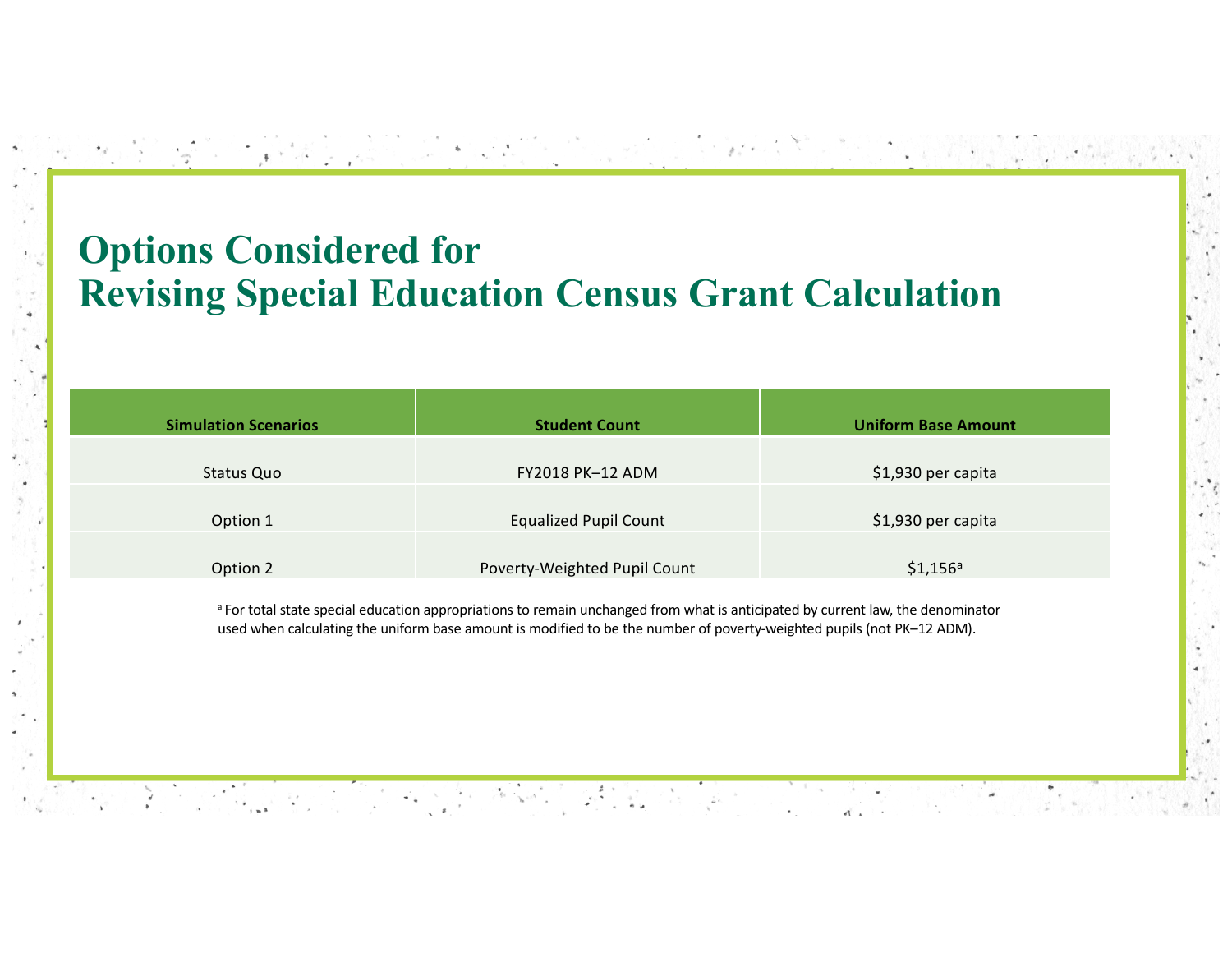# Options Considered for Revising Special Education Census Grant Calculation

| Simulation Scenarios | Student Count | Uniform Base Amount |
|---|---|---|
| Status Quo | FY2018 PK–12 ADM | $1,930 per capita |
| Option 1 | Equalized Pupil Count | $1,930 per capita |
| Option 2 | Poverty-Weighted Pupil Count | $1,156[a] |

[a] For total state special education appropriations to remain unchanged from what is anticipated by current law, the denominator used when calculating the uniform base amount is modified to be the number of poverty-weighted pupils (not PK–12 ADM).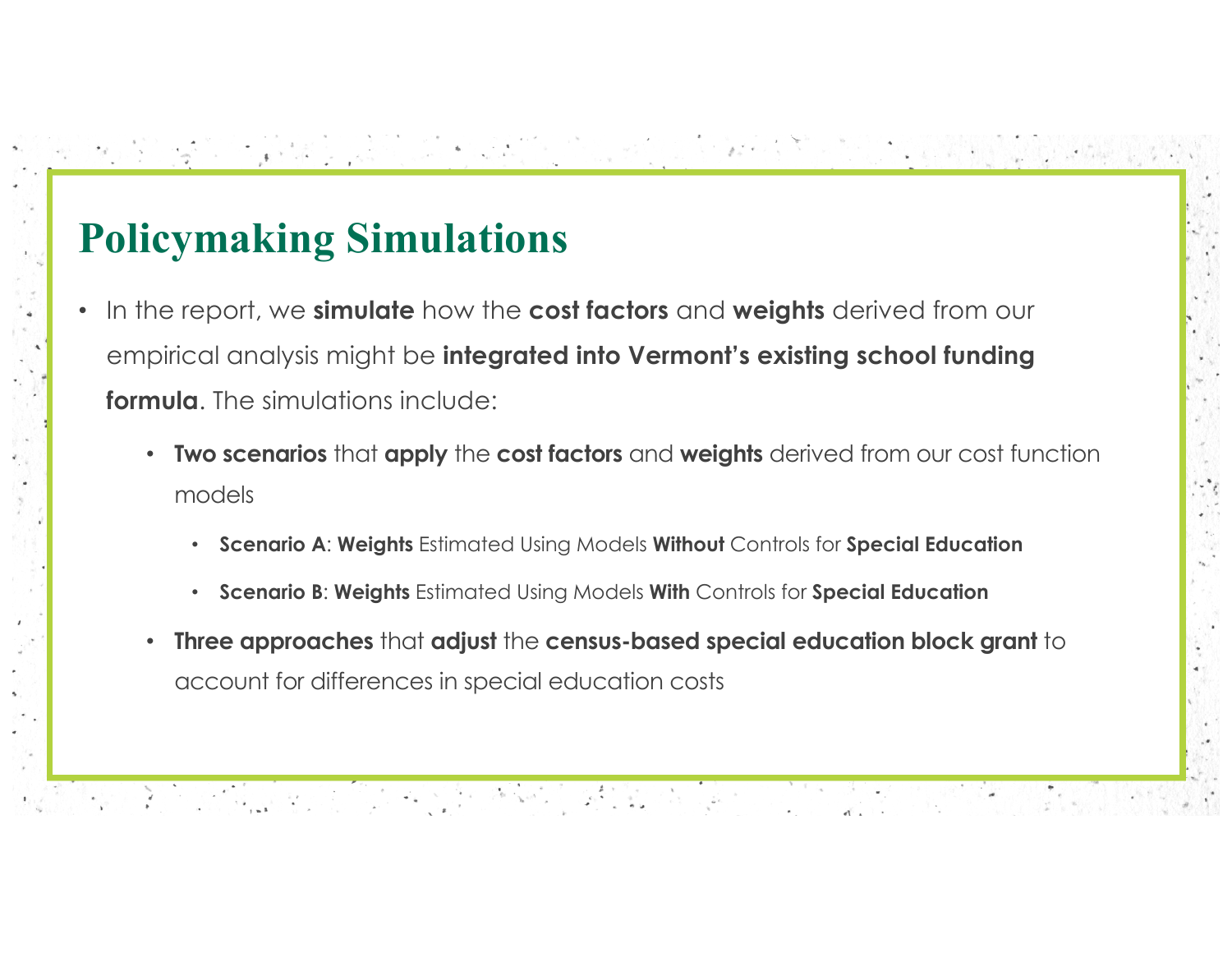# Policymaking Simulations

- In the report, we **simulate** how the **cost factors** and **weights** derived from our empirical analysis might be **integrated into Vermont's existing school funding formula**. The simulations include:
  - **Two scenarios** that **apply** the **cost factors** and **weights** derived from our cost function models
    - **Scenario A**: **Weights** Estimated Using Models **Without** Controls for **Special Education**
    - **Scenario B**: **Weights** Estimated Using Models **With** Controls for **Special Education**
  - **Three approaches** that **adjust** the **census-based special education block grant** to account for differences in special education costs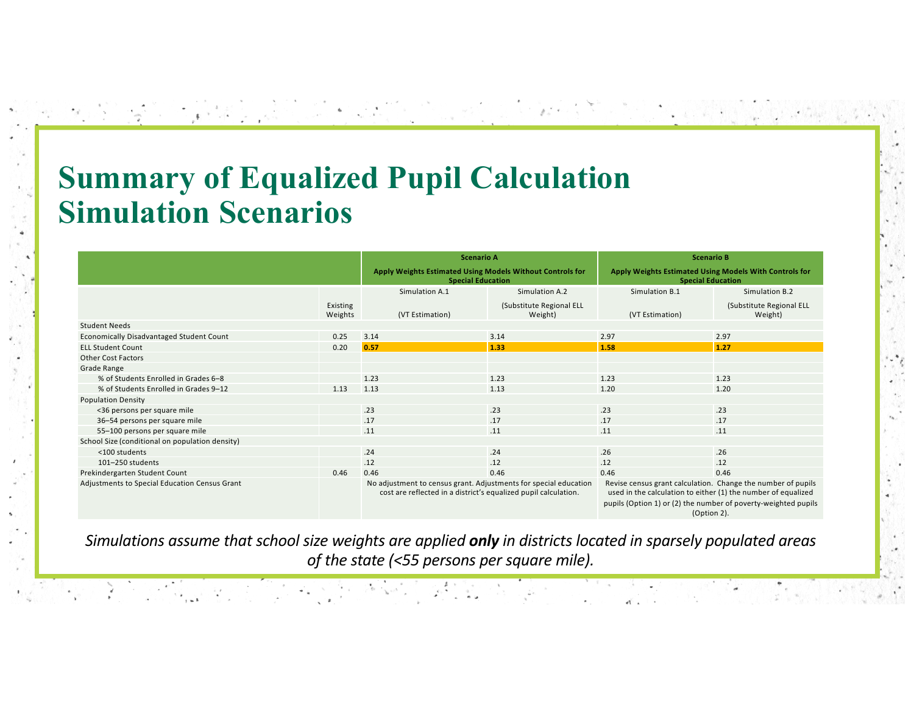# Summary of Equalized Pupil Calculation Simulation Scenarios

| | | Scenario A: Apply Weights Estimated Using Models Without Controls for Special Education | | Scenario B: Apply Weights Estimated Using Models With Controls for Special Education | |
|---|---|---|---|---|---|
| | Existing Weights | Simulation A.1 (VT Estimation) | Simulation A.2 (Substitute Regional ELL Weight) | Simulation B.1 (VT Estimation) | Simulation B.2 (Substitute Regional ELL Weight) |
| Student Needs | | | | | |
| Economically Disadvantaged Student Count | 0.25 | 3.14 | 3.14 | 2.97 | 2.97 |
| ELL Student Count | 0.20 | **0.57** | **1.33** | **1.58** | **1.27** |
| Other Cost Factors | | | | | |
| Grade Range | | | | | |
| % of Students Enrolled in Grades 6–8 | | 1.23 | 1.23 | 1.23 | 1.23 |
| % of Students Enrolled in Grades 9–12 | 1.13 | 1.13 | 1.13 | 1.20 | 1.20 |
| Population Density | | | | | |
| <36 persons per square mile | | .23 | .23 | .23 | .23 |
| 36–54 persons per square mile | | .17 | .17 | .17 | .17 |
| 55–100 persons per square mile | | .11 | .11 | .11 | .11 |
| School Size (conditional on population density) | | | | | |
| <100 students | | .24 | .24 | .26 | .26 |
| 101–250 students | | .12 | .12 | .12 | .12 |
| Prekindergarten Student Count | 0.46 | 0.46 | 0.46 | 0.46 | 0.46 |
| Adjustments to Special Education Census Grant | | No adjustment to census grant. Adjustments for special education cost are reflected in a district's equalized pupil calculation. | | Revise census grant calculation. Change the number of pupils used in the calculation to either (1) the number of equalized pupils (Option 1) or (2) the number of poverty-weighted pupils (Option 2). | |

*Simulations assume that school size weights are applied **only** in districts located in sparsely populated areas of the state (<55 persons per square mile).*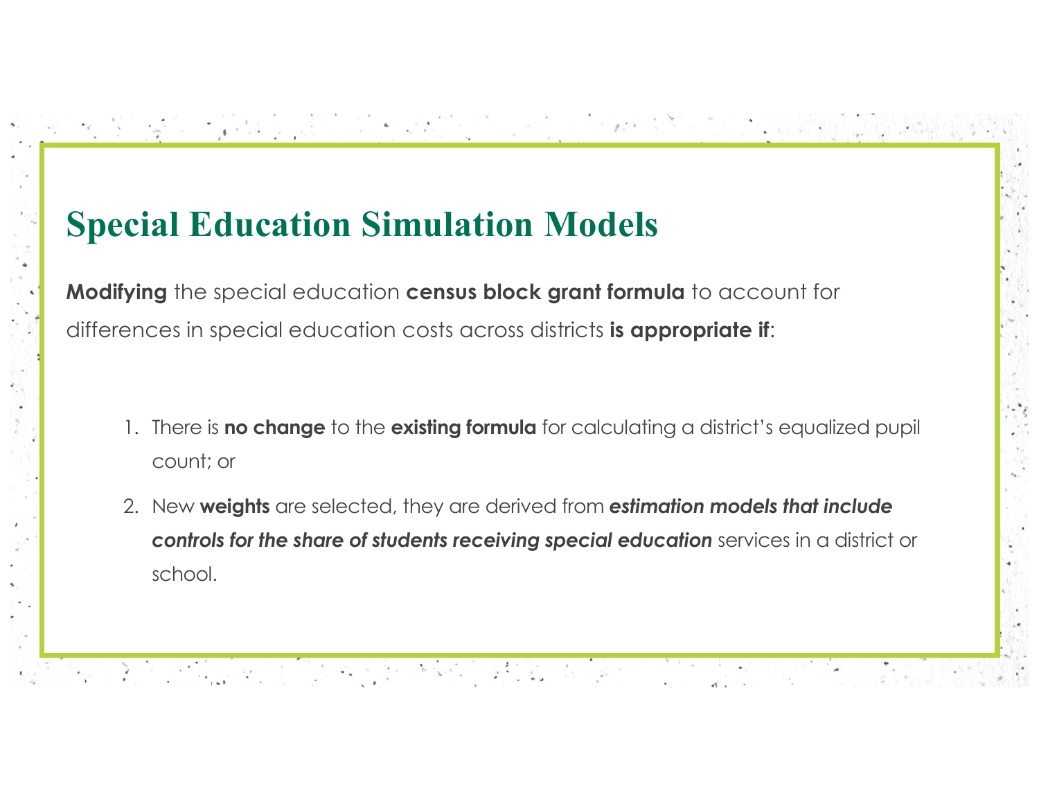# Special Education Simulation Models

**Modifying** the special education **census block grant formula** to account for differences in special education costs across districts **is appropriate if**:

1. There is **no change** to the **existing formula** for calculating a district's equalized pupil count; or
2. New **weights** are selected, they are derived from ***estimation models that include controls for the share of students receiving special education*** services in a district or school.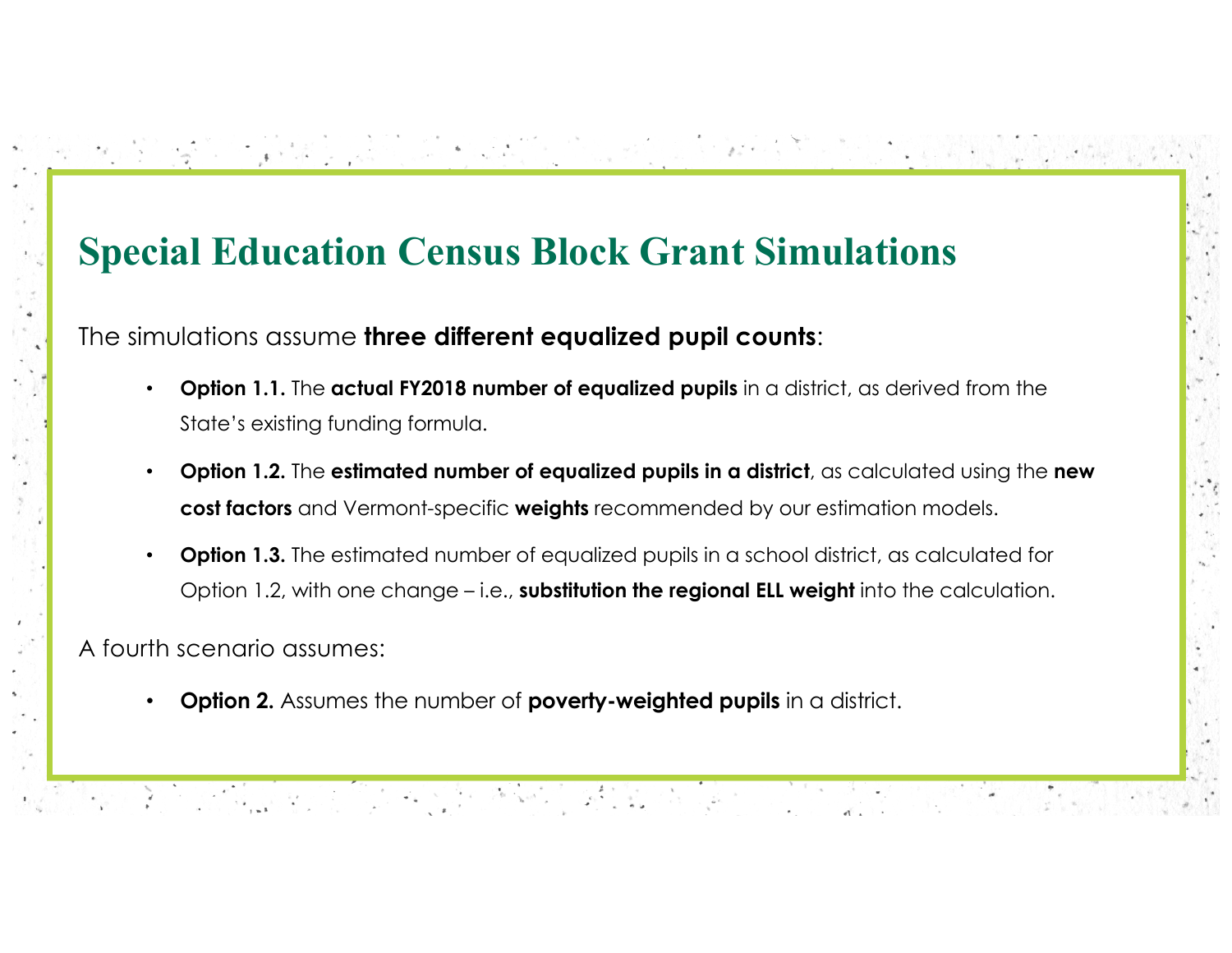# Special Education Census Block Grant Simulations

The simulations assume **three different equalized pupil counts**:

- **Option 1.1.** The **actual FY2018 number of equalized pupils** in a district, as derived from the State's existing funding formula.
- **Option 1.2.** The **estimated number of equalized pupils in a district**, as calculated using the **new cost factors** and Vermont-specific **weights** recommended by our estimation models.
- **Option 1.3.** The estimated number of equalized pupils in a school district, as calculated for Option 1.2, with one change – i.e., **substitution the regional ELL weight** into the calculation.

A fourth scenario assumes:

- **Option 2.** Assumes the number of **poverty-weighted pupils** in a district.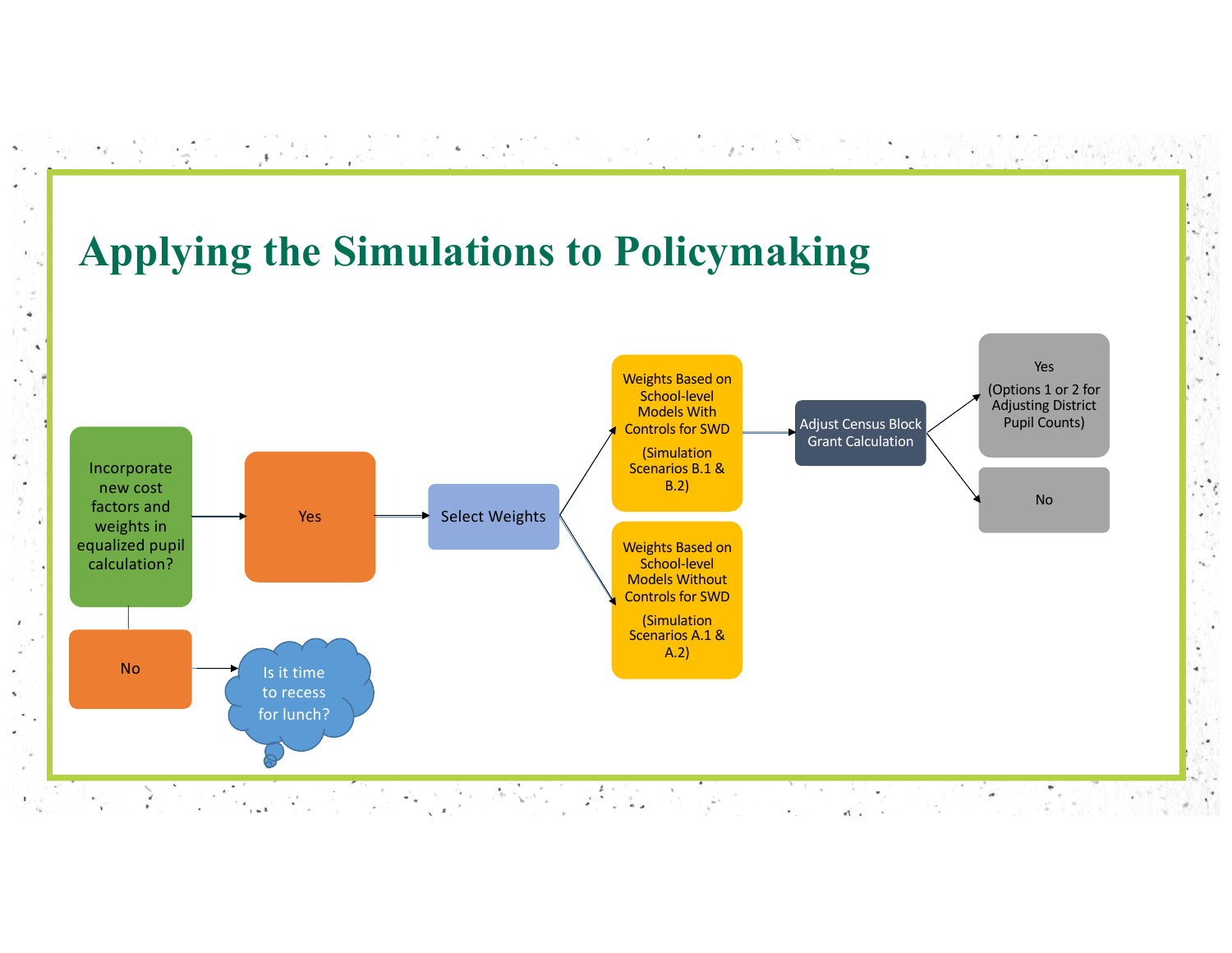# Applying the Simulations to Policymaking

- Incorporate new cost factors and weights in equalized pupil calculation?
  - Yes
    - Select Weights
      - Weights Based on School-level Models With Controls for SWD (Simulation Scenarios B.1 & B.2)
        - Adjust Census Block Grant Calculation
          - Yes (Options 1 or 2 for Adjusting District Pupil Counts)
          - No
      - Weights Based on School-level Models Without Controls for SWD (Simulation Scenarios A.1 & A.2)
  - No
    - Is it time to recess for lunch?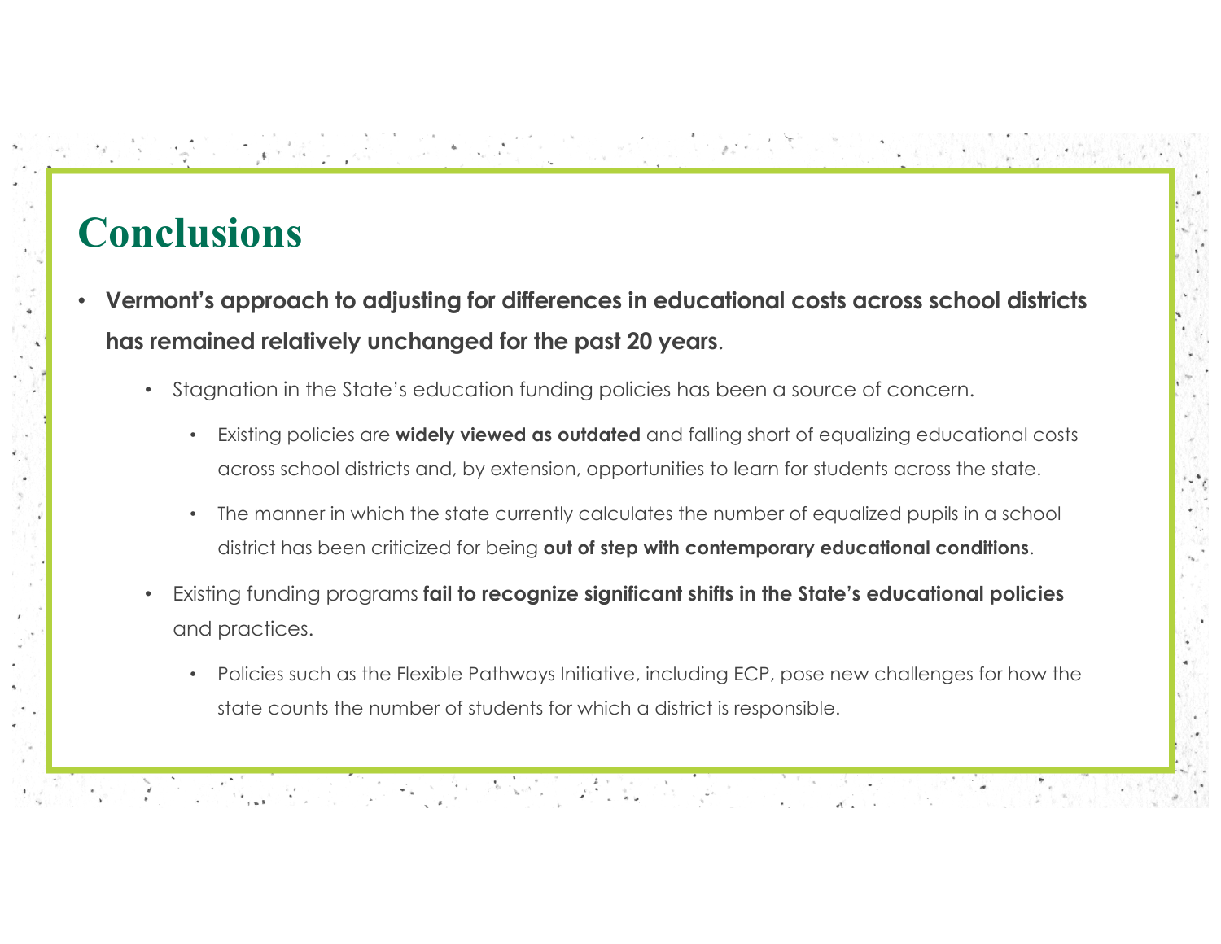# Conclusions

- **Vermont's approach to adjusting for differences in educational costs across school districts has remained relatively unchanged for the past 20 years**.
  - Stagnation in the State's education funding policies has been a source of concern.
    - Existing policies are **widely viewed as outdated** and falling short of equalizing educational costs across school districts and, by extension, opportunities to learn for students across the state.
    - The manner in which the state currently calculates the number of equalized pupils in a school district has been criticized for being **out of step with contemporary educational conditions**.
  - Existing funding programs **fail to recognize significant shifts in the State's educational policies** and practices.
    - Policies such as the Flexible Pathways Initiative, including ECP, pose new challenges for how the state counts the number of students for which a district is responsible.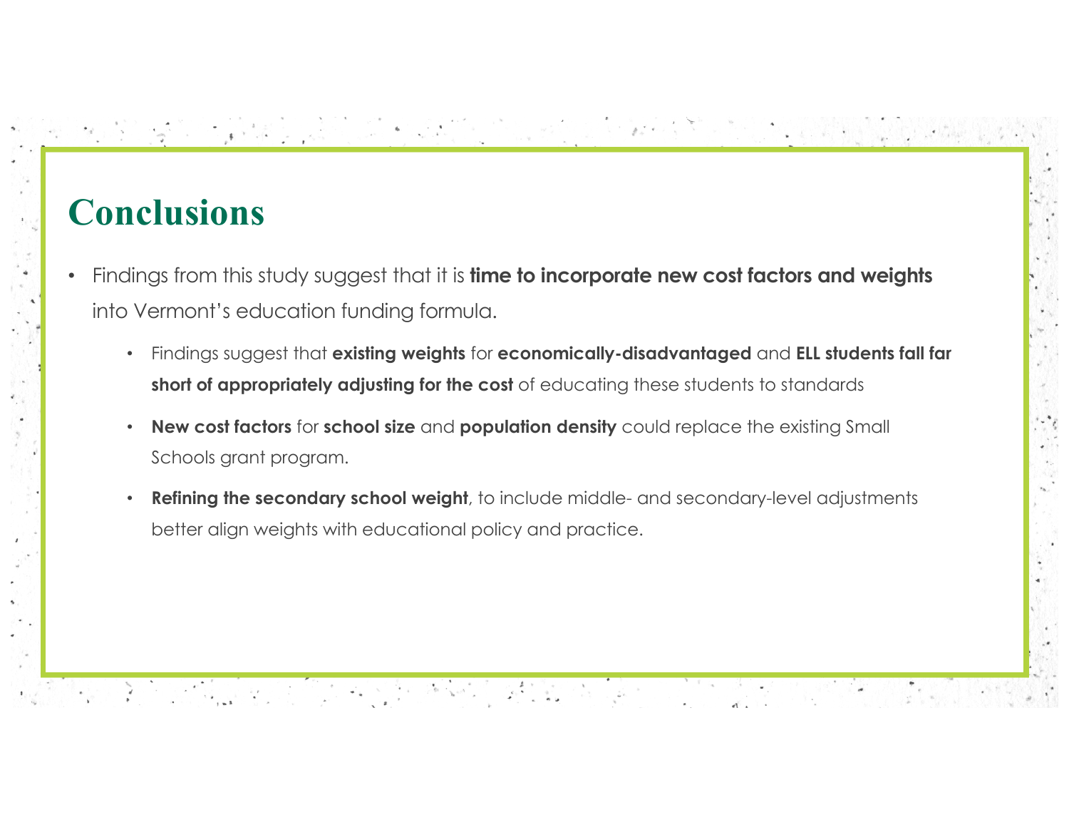# Conclusions

- Findings from this study suggest that it is **time to incorporate new cost factors and weights** into Vermont's education funding formula.
  - Findings suggest that **existing weights** for **economically-disadvantaged** and **ELL students fall far short of appropriately adjusting for the cost** of educating these students to standards
  - **New cost factors** for **school size** and **population density** could replace the existing Small Schools grant program.
  - **Refining the secondary school weight**, to include middle- and secondary-level adjustments better align weights with educational policy and practice.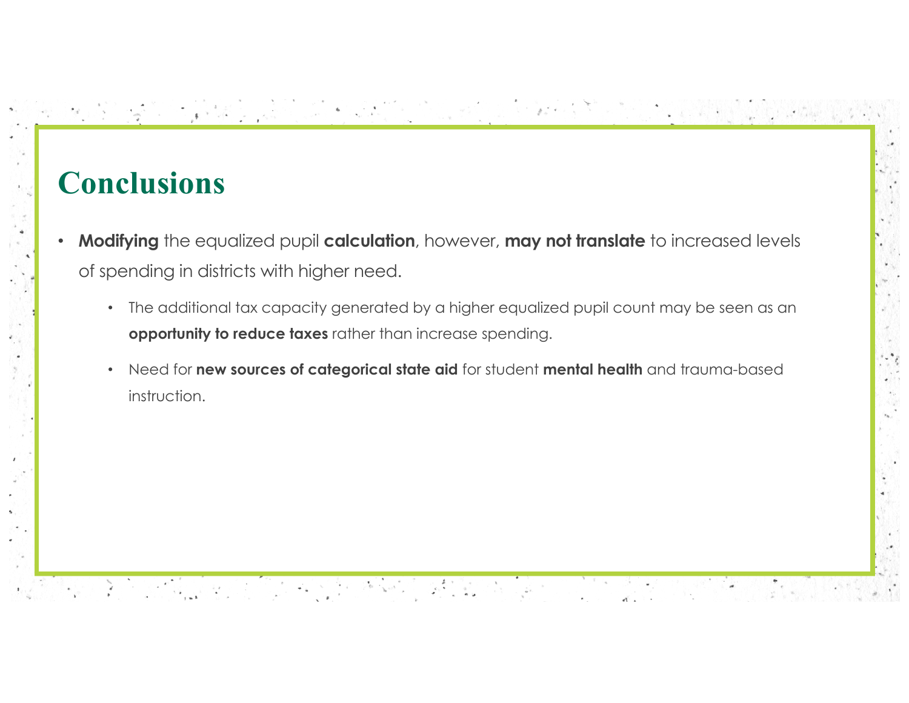# Conclusions

- **Modifying** the equalized pupil **calculation**, however, **may not translate** to increased levels of spending in districts with higher need.
  - The additional tax capacity generated by a higher equalized pupil count may be seen as an **opportunity to reduce taxes** rather than increase spending.
  - Need for **new sources of categorical state aid** for student **mental health** and trauma-based instruction.